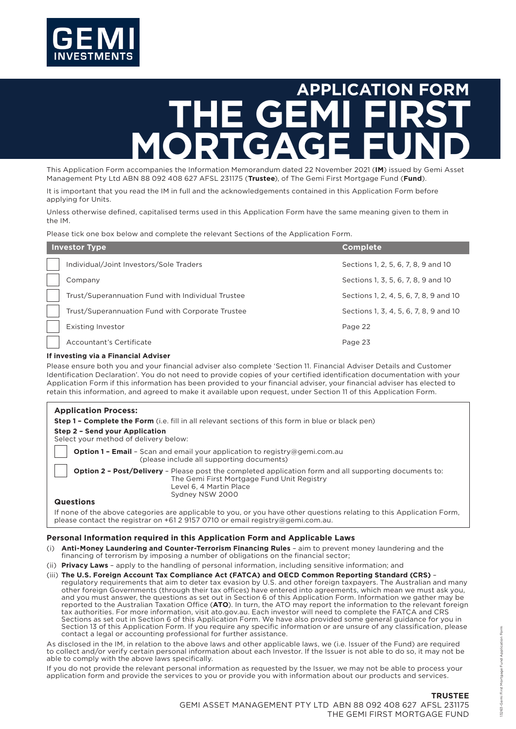GEMI INVESTMENTS

# APPLICATION FORM
# THE GEMI FIRST MORTGAGE FUND

This Application Form accompanies the Information Memorandum dated 22 November 2021 (**IM**) issued by Gemi Asset Management Pty Ltd ABN 88 092 408 627 AFSL 231175 (**Trustee**), of The Gemi First Mortgage Fund (**Fund**).

It is important that you read the IM in full and the acknowledgements contained in this Application Form before applying for Units.

Unless otherwise defined, capitalised terms used in this Application Form have the same meaning given to them in the IM.

Please tick one box below and complete the relevant Sections of the Application Form.

| Investor Type | Complete |
|---|---|
| ☐ Individual/Joint Investors/Sole Traders | Sections 1, 2, 5, 6, 7, 8, 9 and 10 |
| ☐ Company | Sections 1, 3, 5, 6, 7, 8, 9 and 10 |
| ☐ Trust/Superannuation Fund with Individual Trustee | Sections 1, 2, 4, 5, 6, 7, 8, 9 and 10 |
| ☐ Trust/Superannuation Fund with Corporate Trustee | Sections 1, 3, 4, 5, 6, 7, 8, 9 and 10 |
| ☐ Existing Investor | Page 22 |
| ☐ Accountant's Certificate | Page 23 |

**If investing via a Financial Adviser**

Please ensure both you and your financial adviser also complete 'Section 11. Financial Adviser Details and Customer Identification Declaration'. You do not need to provide copies of your certified identification documentation with your Application Form if this information has been provided to your financial adviser, your financial adviser has elected to retain this information, and agreed to make it available upon request, under Section 11 of this Application Form.

### Application Process:

**Step 1 – Complete the Form** (i.e. fill in all relevant sections of this form in blue or black pen)

**Step 2 – Send your Application**

Select your method of delivery below:

☐ **Option 1 – Email** – Scan and email your application to registry@gemi.com.au (please include all supporting documents)

☐ **Option 2 – Post/Delivery** – Please post the completed application form and all supporting documents to:
The Gemi First Mortgage Fund Unit Registry
Level 6, 4 Martin Place
Sydney NSW 2000

**Questions**

If none of the above categories are applicable to you, or you have other questions relating to this Application Form, please contact the registrar on +61 2 9157 0710 or email registry@gemi.com.au.

### Personal Information required in this Application Form and Applicable Laws

(i) **Anti-Money Laundering and Counter-Terrorism Financing Rules** – aim to prevent money laundering and the financing of terrorism by imposing a number of obligations on the financial sector;

(ii) **Privacy Laws** – apply to the handling of personal information, including sensitive information; and

(iii) **The U.S. Foreign Account Tax Compliance Act (FATCA) and OECD Common Reporting Standard (CRS)** – regulatory requirements that aim to deter tax evasion by U.S. and other foreign taxpayers. The Australian and many other foreign Governments (through their tax offices) have entered into agreements, which mean we must ask you, and you must answer, the questions as set out in Section 6 of this Application Form. Information we gather may be reported to the Australian Taxation Office (**ATO**). In turn, the ATO may report the information to the relevant foreign tax authorities. For more information, visit ato.gov.au. Each investor will need to complete the FATCA and CRS Sections as set out in Section 6 of this Application Form. We have also provided some general guidance for you in Section 13 of this Application Form. If you require any specific information or are unsure of any classification, please contact a legal or accounting professional for further assistance.

As disclosed in the IM, in relation to the above laws and other applicable laws, we (i.e. Issuer of the Fund) are required to collect and/or verify certain personal information about each Investor. If the Issuer is not able to do so, it may not be able to comply with the above laws specifically.

If you do not provide the relevant personal information as requested by the Issuer, we may not be able to process your application form and provide the services to you or provide you with information about our products and services.

**TRUSTEE**
GEMI ASSET MANAGEMENT PTY LTD ABN 88 092 408 627 AFSL 231175
THE GEMI FIRST MORTGAGE FUND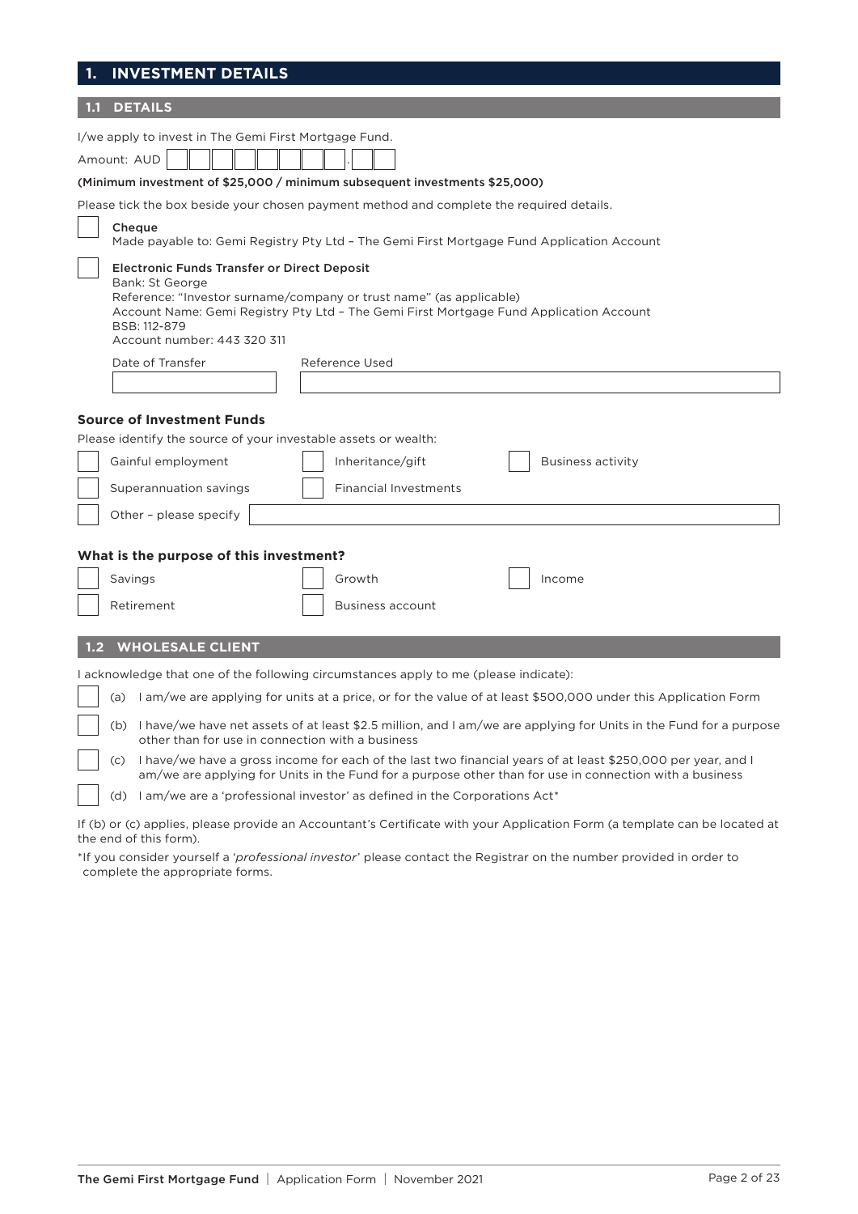# 1. INVESTMENT DETAILS

## 1.1 DETAILS

I/we apply to invest in The Gemi First Mortgage Fund.

Amount: AUD ☐☐☐☐☐☐☐☐.☐☐

**(Minimum investment of $25,000 / minimum subsequent investments $25,000)**

Please tick the box beside your chosen payment method and complete the required details.

☐ **Cheque**
Made payable to: Gemi Registry Pty Ltd – The Gemi First Mortgage Fund Application Account

☐ **Electronic Funds Transfer or Direct Deposit**
Bank: St George
Reference: "Investor surname/company or trust name" (as applicable)
Account Name: Gemi Registry Pty Ltd – The Gemi First Mortgage Fund Application Account
BSB: 112-879
Account number: 443 320 311

| Date of Transfer | Reference Used |
|---|---|
| | |

### Source of Investment Funds

Please identify the source of your investable assets or wealth:

☐ Gainful employment ☐ Inheritance/gift ☐ Business activity

☐ Superannuation savings ☐ Financial Investments

☐ Other – please specify ____________________

### What is the purpose of this investment?

☐ Savings ☐ Growth ☐ Income

☐ Retirement ☐ Business account

## 1.2 WHOLESALE CLIENT

I acknowledge that one of the following circumstances apply to me (please indicate):

☐ (a) I am/we are applying for units at a price, or for the value of at least $500,000 under this Application Form

☐ (b) I have/we have net assets of at least $2.5 million, and I am/we are applying for Units in the Fund for a purpose other than for use in connection with a business

☐ (c) I have/we have a gross income for each of the last two financial years of at least $250,000 per year, and I am/we are applying for Units in the Fund for a purpose other than for use in connection with a business

☐ (d) I am/we are a 'professional investor' as defined in the Corporations Act*

If (b) or (c) applies, please provide an Accountant's Certificate with your Application Form (a template can be located at the end of this form).

*If you consider yourself a '*professional investor*' please contact the Registrar on the number provided in order to complete the appropriate forms.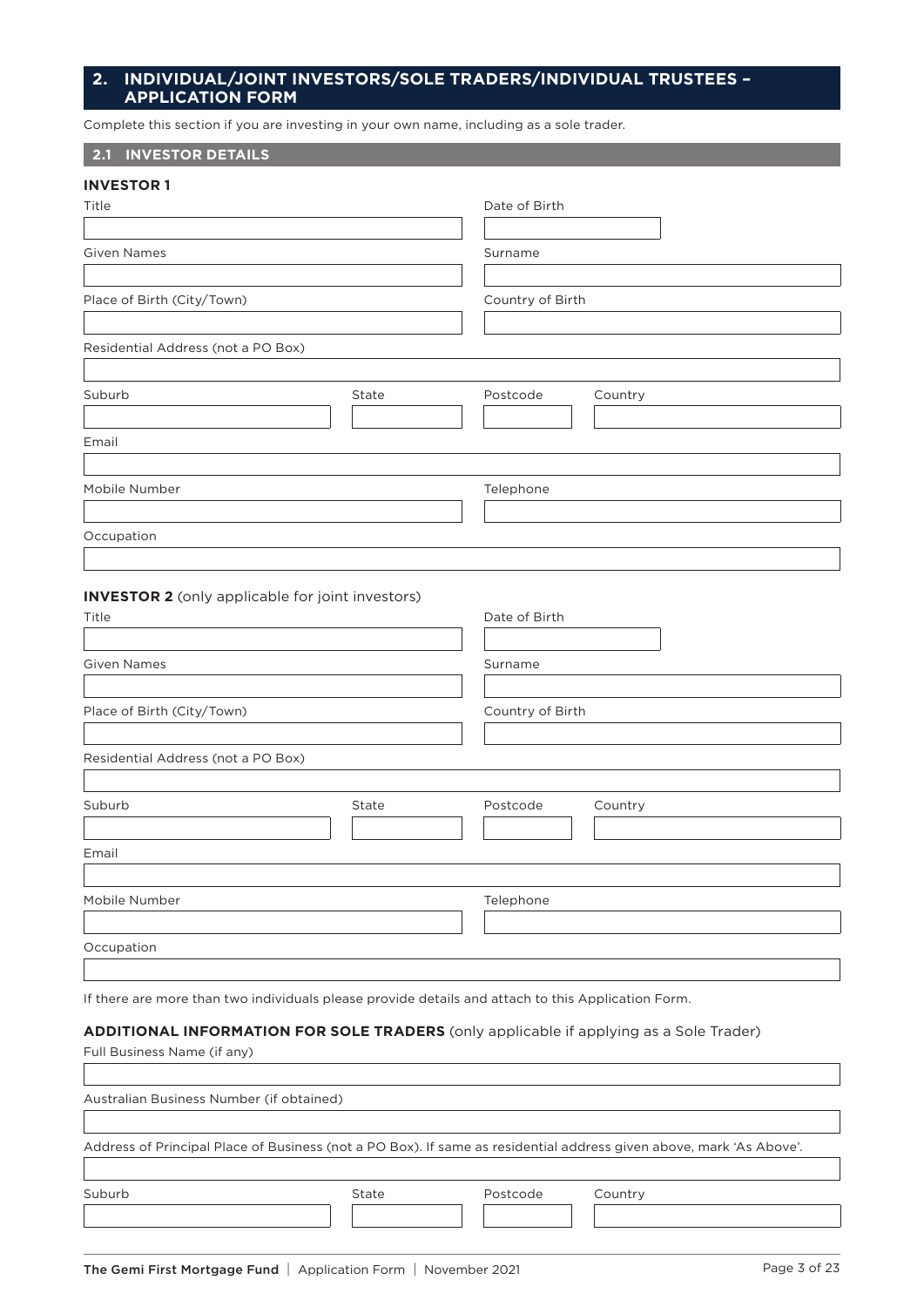## 2. INDIVIDUAL/JOINT INVESTORS/SOLE TRADERS/INDIVIDUAL TRUSTEES – APPLICATION FORM

Complete this section if you are investing in your own name, including as a sole trader.

### 2.1 INVESTOR DETAILS

**INVESTOR 1**

Title

Date of Birth

Given Names

Surname

Place of Birth (City/Town)

Country of Birth

Residential Address (not a PO Box)

Suburb

State

Postcode

Country

Email

Mobile Number

Telephone

Occupation

**INVESTOR 2** (only applicable for joint investors)

Title

Date of Birth

Given Names

Surname

Place of Birth (City/Town)

Country of Birth

Residential Address (not a PO Box)

Suburb

State

Postcode

Country

Email

Mobile Number

Telephone

Occupation

If there are more than two individuals please provide details and attach to this Application Form.

**ADDITIONAL INFORMATION FOR SOLE TRADERS** (only applicable if applying as a Sole Trader)

Full Business Name (if any)

Australian Business Number (if obtained)

Address of Principal Place of Business (not a PO Box). If same as residential address given above, mark 'As Above'.

Suburb

State

Postcode

Country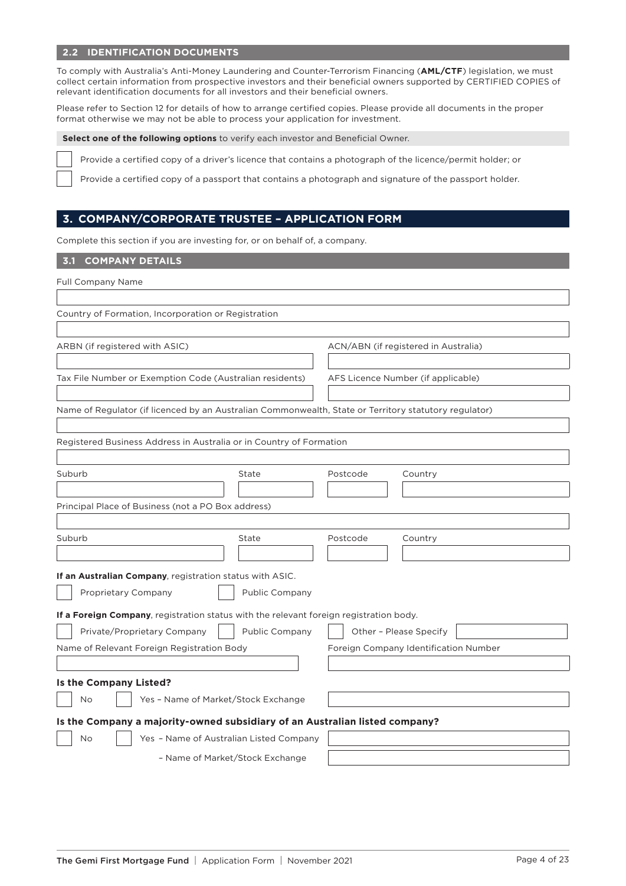## 2.2 IDENTIFICATION DOCUMENTS

To comply with Australia's Anti-Money Laundering and Counter-Terrorism Financing (**AML/CTF**) legislation, we must collect certain information from prospective investors and their beneficial owners supported by CERTIFIED COPIES of relevant identification documents for all investors and their beneficial owners.

Please refer to Section 12 for details of how to arrange certified copies. Please provide all documents in the proper format otherwise we may not be able to process your application for investment.

**Select one of the following options** to verify each investor and Beneficial Owner.

☐ Provide a certified copy of a driver's licence that contains a photograph of the licence/permit holder; or

☐ Provide a certified copy of a passport that contains a photograph and signature of the passport holder.

# 3. COMPANY/CORPORATE TRUSTEE – APPLICATION FORM

Complete this section if you are investing for, or on behalf of, a company.

## 3.1 COMPANY DETAILS

Full Company Name

Country of Formation, Incorporation or Registration

ARBN (if registered with ASIC)

ACN/ABN (if registered in Australia)

Tax File Number or Exemption Code (Australian residents)

AFS Licence Number (if applicable)

Name of Regulator (if licenced by an Australian Commonwealth, State or Territory statutory regulator)

Registered Business Address in Australia or in Country of Formation

| Suburb | State | Postcode | Country |
|---|---|---|---|
| | | | |

Principal Place of Business (not a PO Box address)

| Suburb | State | Postcode | Country |
|---|---|---|---|
| | | | |

**If an Australian Company**, registration status with ASIC.

☐ Proprietary Company ☐ Public Company

**If a Foreign Company**, registration status with the relevant foreign registration body.

☐ Private/Proprietary Company ☐ Public Company ☐ Other – Please Specify

Name of Relevant Foreign Registration Body

Foreign Company Identification Number

**Is the Company Listed?**

☐ No ☐ Yes – Name of Market/Stock Exchange

**Is the Company a majority-owned subsidiary of an Australian listed company?**

☐ No ☐ Yes – Name of Australian Listed Company

– Name of Market/Stock Exchange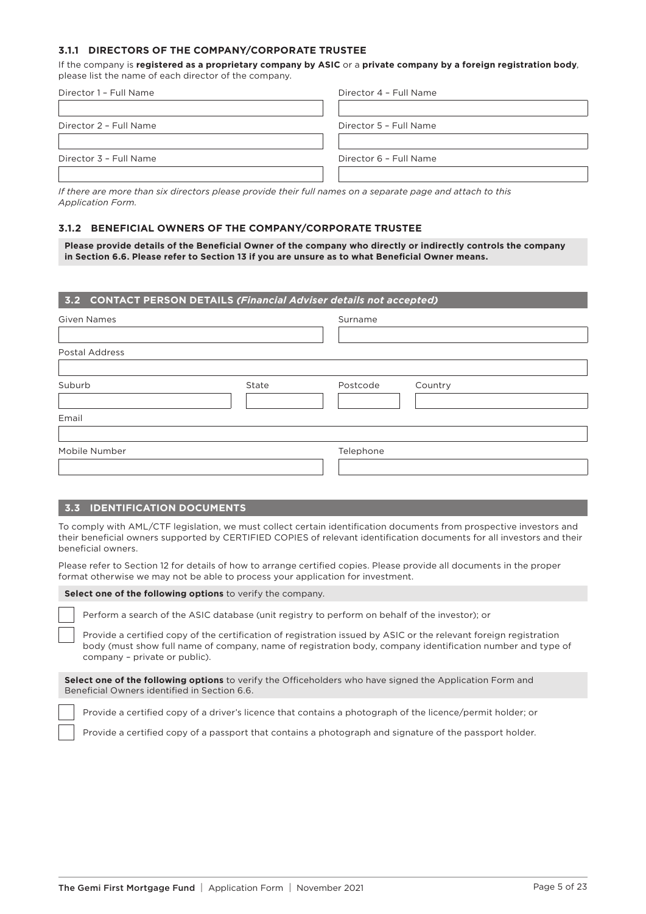### 3.1.1 DIRECTORS OF THE COMPANY/CORPORATE TRUSTEE

If the company is **registered as a proprietary company by ASIC** or a **private company by a foreign registration body**, please list the name of each director of the company.

Director 1 – Full Name

Director 2 – Full Name

Director 3 – Full Name

Director 4 – Full Name

Director 5 – Full Name

Director 6 – Full Name

*If there are more than six directors please provide their full names on a separate page and attach to this Application Form.*

### 3.1.2 BENEFICIAL OWNERS OF THE COMPANY/CORPORATE TRUSTEE

**Please provide details of the Beneficial Owner of the company who directly or indirectly controls the company in Section 6.6. Please refer to Section 13 if you are unsure as to what Beneficial Owner means.**

## 3.2 CONTACT PERSON DETAILS *(Financial Adviser details not accepted)*

Given Names

Surname

Postal Address

Suburb

State

Postcode

Country

Email

Mobile Number

Telephone

## 3.3 IDENTIFICATION DOCUMENTS

To comply with AML/CTF legislation, we must collect certain identification documents from prospective investors and their beneficial owners supported by CERTIFIED COPIES of relevant identification documents for all investors and their beneficial owners.

Please refer to Section 12 for details of how to arrange certified copies. Please provide all documents in the proper format otherwise we may not be able to process your application for investment.

**Select one of the following options** to verify the company.

- ☐ Perform a search of the ASIC database (unit registry to perform on behalf of the investor); or
- ☐ Provide a certified copy of the certification of registration issued by ASIC or the relevant foreign registration body (must show full name of company, name of registration body, company identification number and type of company – private or public).

**Select one of the following options** to verify the Officeholders who have signed the Application Form and Beneficial Owners identified in Section 6.6.

- ☐ Provide a certified copy of a driver's licence that contains a photograph of the licence/permit holder; or
- ☐ Provide a certified copy of a passport that contains a photograph and signature of the passport holder.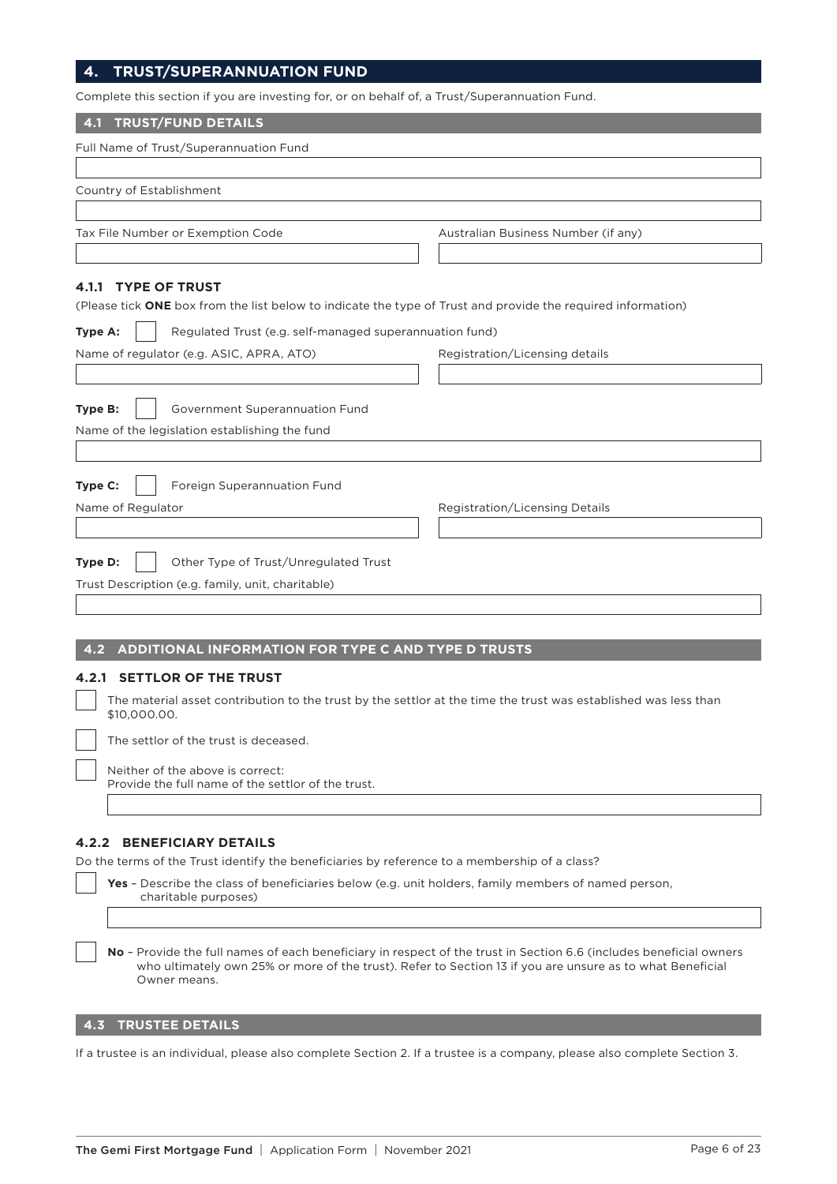## 4. TRUST/SUPERANNUATION FUND

Complete this section if you are investing for, or on behalf of, a Trust/Superannuation Fund.

### 4.1 TRUST/FUND DETAILS

Full Name of Trust/Superannuation Fund

Country of Establishment

Tax File Number or Exemption Code

Australian Business Number (if any)

#### 4.1.1 TYPE OF TRUST

(Please tick **ONE** box from the list below to indicate the type of Trust and provide the required information)

**Type A:** ☐ Regulated Trust (e.g. self-managed superannuation fund)

Name of regulator (e.g. ASIC, APRA, ATO)

Registration/Licensing details

**Type B:** ☐ Government Superannuation Fund

Name of the legislation establishing the fund

**Type C:** ☐ Foreign Superannuation Fund

Name of Regulator

Registration/Licensing Details

**Type D:** ☐ Other Type of Trust/Unregulated Trust

Trust Description (e.g. family, unit, charitable)

### 4.2 ADDITIONAL INFORMATION FOR TYPE C AND TYPE D TRUSTS

#### 4.2.1 SETTLOR OF THE TRUST

☐ The material asset contribution to the trust by the settlor at the time the trust was established was less than $10,000.00.

☐ The settlor of the trust is deceased.

☐ Neither of the above is correct:
Provide the full name of the settlor of the trust.

#### 4.2.2 BENEFICIARY DETAILS

Do the terms of the Trust identify the beneficiaries by reference to a membership of a class?

☐ **Yes** – Describe the class of beneficiaries below (e.g. unit holders, family members of named person, charitable purposes)

☐ **No** – Provide the full names of each beneficiary in respect of the trust in Section 6.6 (includes beneficial owners who ultimately own 25% or more of the trust). Refer to Section 13 if you are unsure as to what Beneficial Owner means.

### 4.3 TRUSTEE DETAILS

If a trustee is an individual, please also complete Section 2. If a trustee is a company, please also complete Section 3.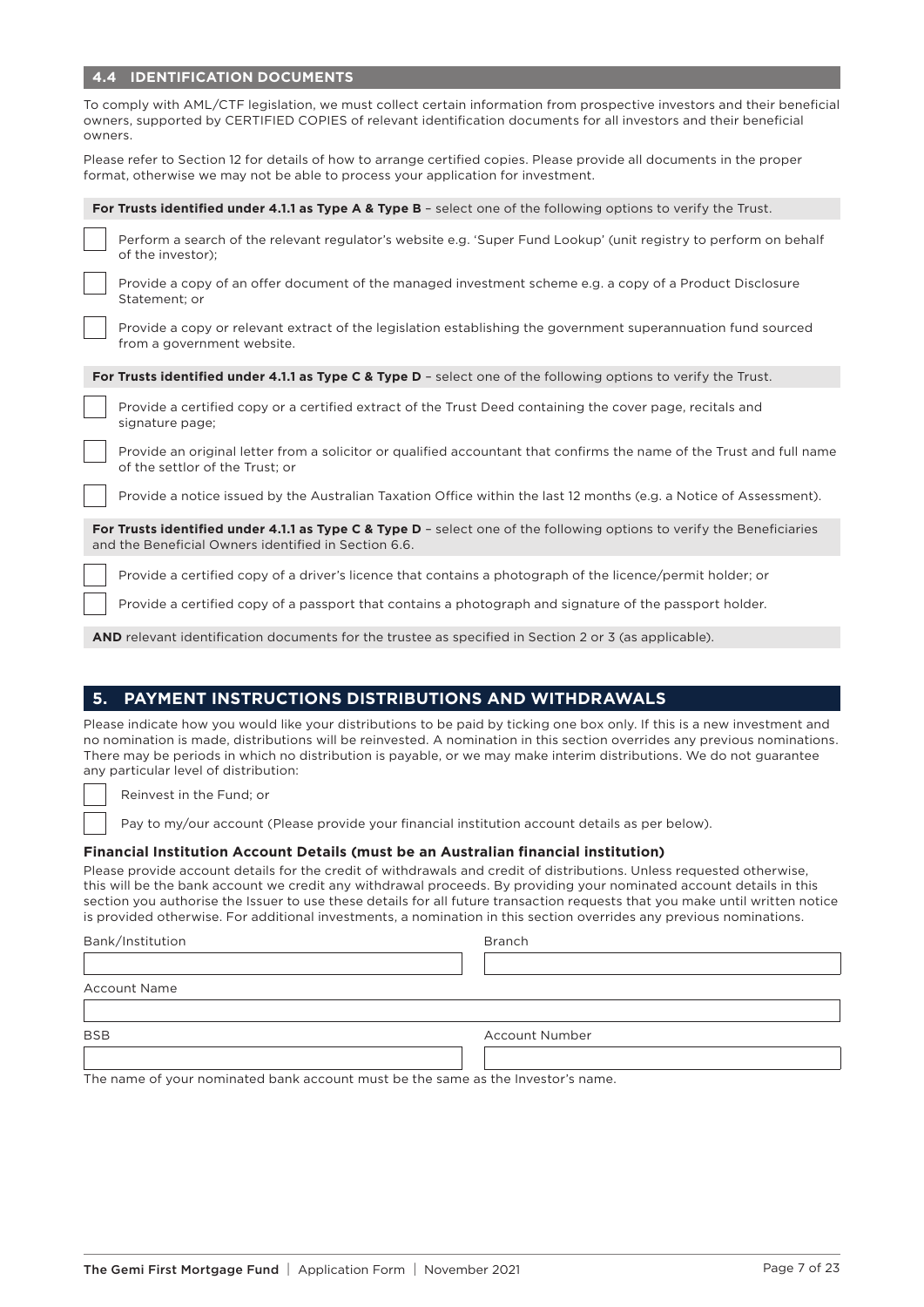## 4.4 IDENTIFICATION DOCUMENTS

To comply with AML/CTF legislation, we must collect certain information from prospective investors and their beneficial owners, supported by CERTIFIED COPIES of relevant identification documents for all investors and their beneficial owners.

Please refer to Section 12 for details of how to arrange certified copies. Please provide all documents in the proper format, otherwise we may not be able to process your application for investment.

**For Trusts identified under 4.1.1 as Type A & Type B** – select one of the following options to verify the Trust.

- ☐ Perform a search of the relevant regulator's website e.g. 'Super Fund Lookup' (unit registry to perform on behalf of the investor);
- ☐ Provide a copy of an offer document of the managed investment scheme e.g. a copy of a Product Disclosure Statement; or
- ☐ Provide a copy or relevant extract of the legislation establishing the government superannuation fund sourced from a government website.

**For Trusts identified under 4.1.1 as Type C & Type D** – select one of the following options to verify the Trust.

- ☐ Provide a certified copy or a certified extract of the Trust Deed containing the cover page, recitals and signature page;
- ☐ Provide an original letter from a solicitor or qualified accountant that confirms the name of the Trust and full name of the settlor of the Trust; or
- ☐ Provide a notice issued by the Australian Taxation Office within the last 12 months (e.g. a Notice of Assessment).

**For Trusts identified under 4.1.1 as Type C & Type D** – select one of the following options to verify the Beneficiaries and the Beneficial Owners identified in Section 6.6.

- ☐ Provide a certified copy of a driver's licence that contains a photograph of the licence/permit holder; or
- ☐ Provide a certified copy of a passport that contains a photograph and signature of the passport holder.

**AND** relevant identification documents for the trustee as specified in Section 2 or 3 (as applicable).

# 5. PAYMENT INSTRUCTIONS DISTRIBUTIONS AND WITHDRAWALS

Please indicate how you would like your distributions to be paid by ticking one box only. If this is a new investment and no nomination is made, distributions will be reinvested. A nomination in this section overrides any previous nominations. There may be periods in which no distribution is payable, or we may make interim distributions. We do not guarantee any particular level of distribution:

- ☐ Reinvest in the Fund; or
- ☐ Pay to my/our account (Please provide your financial institution account details as per below).

### Financial Institution Account Details (must be an Australian financial institution)

Please provide account details for the credit of withdrawals and credit of distributions. Unless requested otherwise, this will be the bank account we credit any withdrawal proceeds. By providing your nominated account details in this section you authorise the Issuer to use these details for all future transaction requests that you make until written notice is provided otherwise. For additional investments, a nomination in this section overrides any previous nominations.

| Bank/Institution | Branch |
|---|---|
| | |

| Account Name |
|---|
| |

| BSB | Account Number |
|---|---|
| | |

The name of your nominated bank account must be the same as the Investor's name.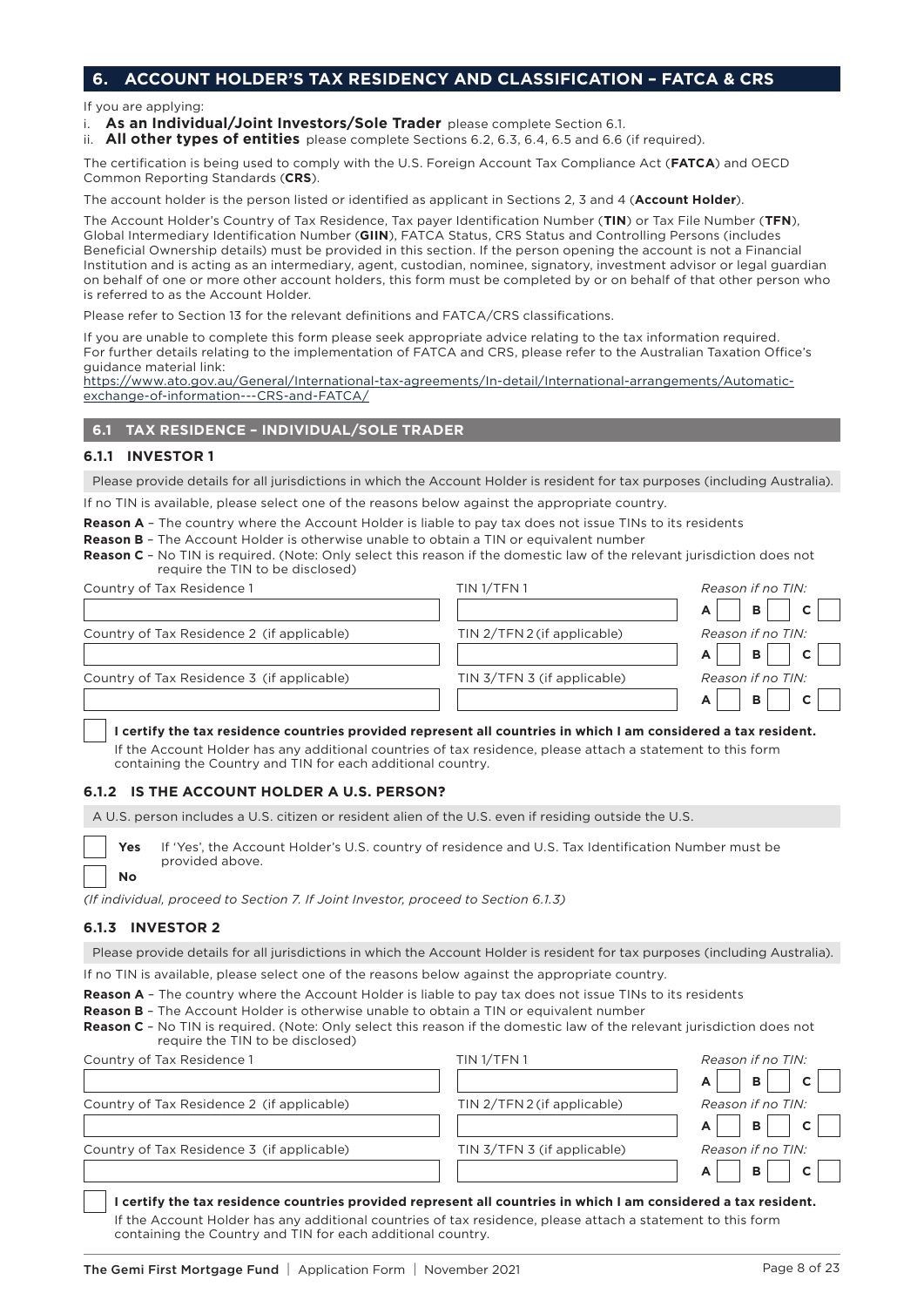## 6. ACCOUNT HOLDER'S TAX RESIDENCY AND CLASSIFICATION – FATCA & CRS

If you are applying:

i. **As an Individual/Joint Investors/Sole Trader** please complete Section 6.1.

ii. **All other types of entities** please complete Sections 6.2, 6.3, 6.4, 6.5 and 6.6 (if required).

The certification is being used to comply with the U.S. Foreign Account Tax Compliance Act (**FATCA**) and OECD Common Reporting Standards (**CRS**).

The account holder is the person listed or identified as applicant in Sections 2, 3 and 4 (**Account Holder**).

The Account Holder's Country of Tax Residence, Tax payer Identification Number (**TIN**) or Tax File Number (**TFN**), Global Intermediary Identification Number (**GIIN**), FATCA Status, CRS Status and Controlling Persons (includes Beneficial Ownership details) must be provided in this section. If the person opening the account is not a Financial Institution and is acting as an intermediary, agent, custodian, nominee, signatory, investment advisor or legal guardian on behalf of one or more other account holders, this form must be completed by or on behalf of that other person who is referred to as the Account Holder.

Please refer to Section 13 for the relevant definitions and FATCA/CRS classifications.

If you are unable to complete this form please seek appropriate advice relating to the tax information required. For further details relating to the implementation of FATCA and CRS, please refer to the Australian Taxation Office's guidance material link:
https://www.ato.gov.au/General/International-tax-agreements/In-detail/International-arrangements/Automatic-exchange-of-information---CRS-and-FATCA/

### 6.1 TAX RESIDENCE – INDIVIDUAL/SOLE TRADER

#### 6.1.1 INVESTOR 1

Please provide details for all jurisdictions in which the Account Holder is resident for tax purposes (including Australia).

If no TIN is available, please select one of the reasons below against the appropriate country.

**Reason A** – The country where the Account Holder is liable to pay tax does not issue TINs to its residents

**Reason B** – The Account Holder is otherwise unable to obtain a TIN or equivalent number

**Reason C** – No TIN is required. (Note: Only select this reason if the domestic law of the relevant jurisdiction does not require the TIN to be disclosed)

| Country of Tax Residence | TIN/TFN | *Reason if no TIN:* |
|---|---|---|
| Country of Tax Residence 1 | TIN 1/TFN 1 | A ☐ B ☐ C ☐ |
| Country of Tax Residence 2 (if applicable) | TIN 2/TFN 2 (if applicable) | A ☐ B ☐ C ☐ |
| Country of Tax Residence 3 (if applicable) | TIN 3/TFN 3 (if applicable) | A ☐ B ☐ C ☐ |

☐ **I certify the tax residence countries provided represent all countries in which I am considered a tax resident.**
If the Account Holder has any additional countries of tax residence, please attach a statement to this form containing the Country and TIN for each additional country.

#### 6.1.2 IS THE ACCOUNT HOLDER A U.S. PERSON?

A U.S. person includes a U.S. citizen or resident alien of the U.S. even if residing outside the U.S.

☐ **Yes** If 'Yes', the Account Holder's U.S. country of residence and U.S. Tax Identification Number must be provided above.

☐ **No**

*(If individual, proceed to Section 7. If Joint Investor, proceed to Section 6.1.3)*

#### 6.1.3 INVESTOR 2

Please provide details for all jurisdictions in which the Account Holder is resident for tax purposes (including Australia).

If no TIN is available, please select one of the reasons below against the appropriate country.

**Reason A** – The country where the Account Holder is liable to pay tax does not issue TINs to its residents

**Reason B** – The Account Holder is otherwise unable to obtain a TIN or equivalent number

**Reason C** – No TIN is required. (Note: Only select this reason if the domestic law of the relevant jurisdiction does not require the TIN to be disclosed)

| Country of Tax Residence | TIN/TFN | *Reason if no TIN:* |
|---|---|---|
| Country of Tax Residence 1 | TIN 1/TFN 1 | A ☐ B ☐ C ☐ |
| Country of Tax Residence 2 (if applicable) | TIN 2/TFN 2 (if applicable) | A ☐ B ☐ C ☐ |
| Country of Tax Residence 3 (if applicable) | TIN 3/TFN 3 (if applicable) | A ☐ B ☐ C ☐ |

☐ **I certify the tax residence countries provided represent all countries in which I am considered a tax resident.**
If the Account Holder has any additional countries of tax residence, please attach a statement to this form containing the Country and TIN for each additional country.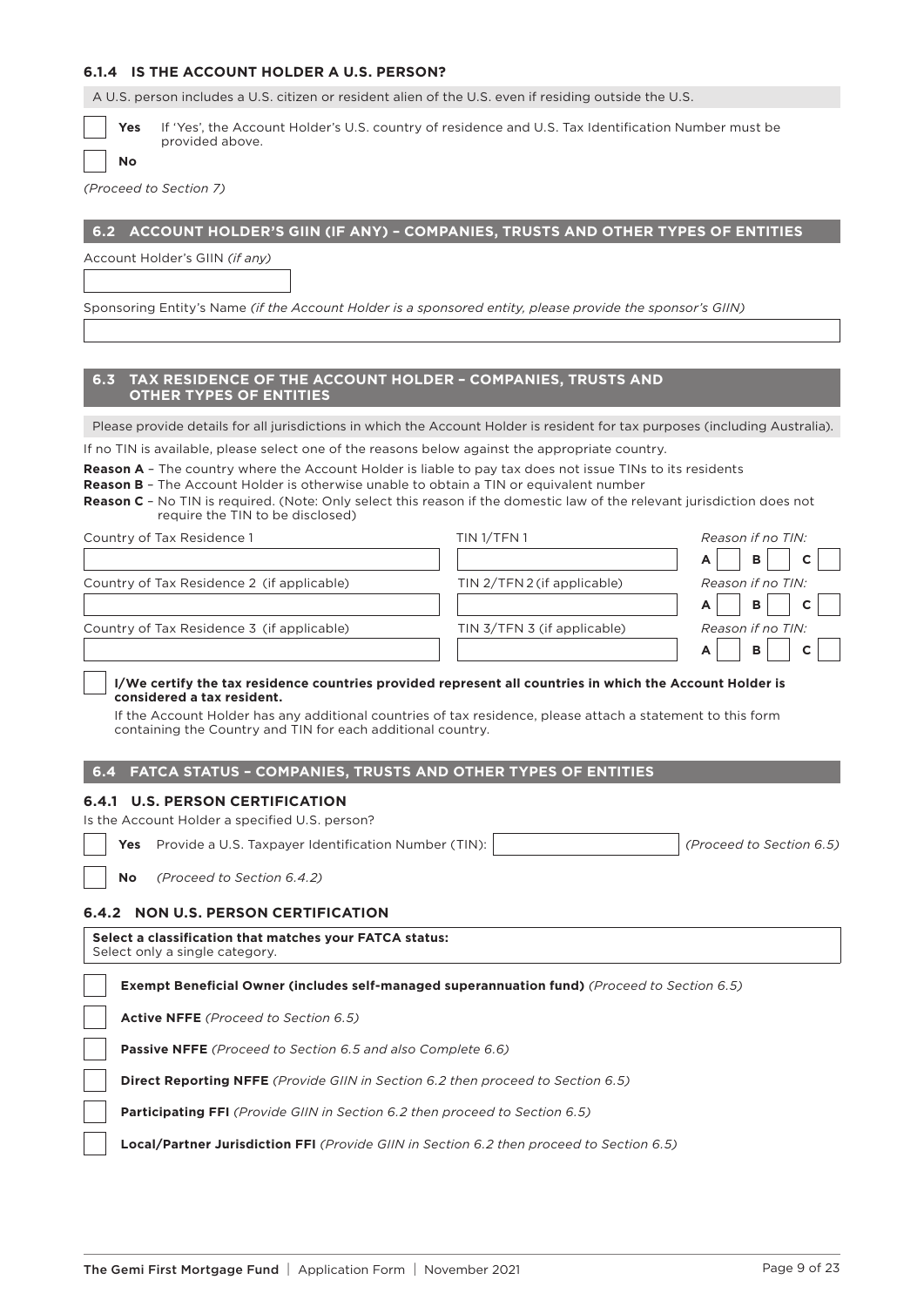### 6.1.4 IS THE ACCOUNT HOLDER A U.S. PERSON?

A U.S. person includes a U.S. citizen or resident alien of the U.S. even if residing outside the U.S.

☐ **Yes** If 'Yes', the Account Holder's U.S. country of residence and U.S. Tax Identification Number must be provided above.

☐ **No**

*(Proceed to Section 7)*

## 6.2 ACCOUNT HOLDER'S GIIN (IF ANY) – COMPANIES, TRUSTS AND OTHER TYPES OF ENTITIES

Account Holder's GIIN *(if any)*

Sponsoring Entity's Name *(if the Account Holder is a sponsored entity, please provide the sponsor's GIIN)*

## 6.3 TAX RESIDENCE OF THE ACCOUNT HOLDER – COMPANIES, TRUSTS AND OTHER TYPES OF ENTITIES

Please provide details for all jurisdictions in which the Account Holder is resident for tax purposes (including Australia).

If no TIN is available, please select one of the reasons below against the appropriate country.

**Reason A** – The country where the Account Holder is liable to pay tax does not issue TINs to its residents
**Reason B** – The Account Holder is otherwise unable to obtain a TIN or equivalent number
**Reason C** – No TIN is required. (Note: Only select this reason if the domestic law of the relevant jurisdiction does not require the TIN to be disclosed)

| Country of Tax Residence | TIN/TFN | *Reason if no TIN:* |
|---|---|---|
| Country of Tax Residence 1 | TIN 1/TFN 1 | A ☐ B ☐ C ☐ |
| Country of Tax Residence 2 (if applicable) | TIN 2/TFN 2 (if applicable) | A ☐ B ☐ C ☐ |
| Country of Tax Residence 3 (if applicable) | TIN 3/TFN 3 (if applicable) | A ☐ B ☐ C ☐ |

☐ **I/We certify the tax residence countries provided represent all countries in which the Account Holder is considered a tax resident.**

If the Account Holder has any additional countries of tax residence, please attach a statement to this form containing the Country and TIN for each additional country.

## 6.4 FATCA STATUS – COMPANIES, TRUSTS AND OTHER TYPES OF ENTITIES

### 6.4.1 U.S. PERSON CERTIFICATION

Is the Account Holder a specified U.S. person?

☐ **Yes** Provide a U.S. Taxpayer Identification Number (TIN): ______ *(Proceed to Section 6.5)*

☐ **No** *(Proceed to Section 6.4.2)*

### 6.4.2 NON U.S. PERSON CERTIFICATION

**Select a classification that matches your FATCA status:**
Select only a single category.

☐ **Exempt Beneficial Owner (includes self-managed superannuation fund)** *(Proceed to Section 6.5)*

☐ **Active NFFE** *(Proceed to Section 6.5)*

☐ **Passive NFFE** *(Proceed to Section 6.5 and also Complete 6.6)*

☐ **Direct Reporting NFFE** *(Provide GIIN in Section 6.2 then proceed to Section 6.5)*

☐ **Participating FFI** *(Provide GIIN in Section 6.2 then proceed to Section 6.5)*

☐ **Local/Partner Jurisdiction FFI** *(Provide GIIN in Section 6.2 then proceed to Section 6.5)*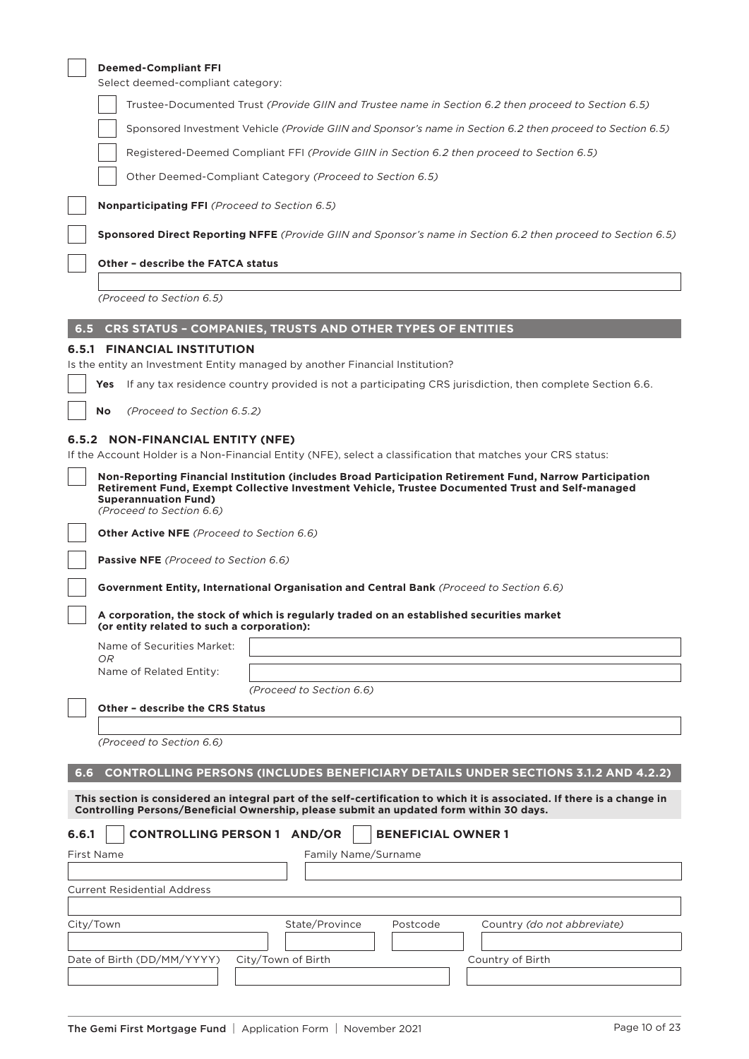☐ **Deemed-Compliant FFI**

Select deemed-compliant category:

- ☐ Trustee-Documented Trust *(Provide GIIN and Trustee name in Section 6.2 then proceed to Section 6.5)*
- ☐ Sponsored Investment Vehicle *(Provide GIIN and Sponsor's name in Section 6.2 then proceed to Section 6.5)*
- ☐ Registered-Deemed Compliant FFI *(Provide GIIN in Section 6.2 then proceed to Section 6.5)*
- ☐ Other Deemed-Compliant Category *(Proceed to Section 6.5)*

☐ **Nonparticipating FFI** *(Proceed to Section 6.5)*

☐ **Sponsored Direct Reporting NFFE** *(Provide GIIN and Sponsor's name in Section 6.2 then proceed to Section 6.5)*

☐ **Other – describe the FATCA status**

\_\_\_\_\_\_\_\_\_\_\_\_\_\_\_\_\_\_\_\_\_\_\_\_\_\_\_\_\_\_\_\_\_\_\_\_\_\_\_\_

*(Proceed to Section 6.5)*

## 6.5 CRS STATUS – COMPANIES, TRUSTS AND OTHER TYPES OF ENTITIES

### 6.5.1 FINANCIAL INSTITUTION

Is the entity an Investment Entity managed by another Financial Institution?

☐ **Yes** If any tax residence country provided is not a participating CRS jurisdiction, then complete Section 6.6.

☐ **No** *(Proceed to Section 6.5.2)*

### 6.5.2 NON-FINANCIAL ENTITY (NFE)

If the Account Holder is a Non-Financial Entity (NFE), select a classification that matches your CRS status:

☐ **Non-Reporting Financial Institution (includes Broad Participation Retirement Fund, Narrow Participation Retirement Fund, Exempt Collective Investment Vehicle, Trustee Documented Trust and Self-managed Superannuation Fund)**
*(Proceed to Section 6.6)*

☐ **Other Active NFE** *(Proceed to Section 6.6)*

☐ **Passive NFE** *(Proceed to Section 6.6)*

☐ **Government Entity, International Organisation and Central Bank** *(Proceed to Section 6.6)*

☐ **A corporation, the stock of which is regularly traded on an established securities market (or entity related to such a corporation):**

Name of Securities Market: \_\_\_\_\_\_\_\_\_\_\_\_\_\_\_\_\_\_\_\_

*OR*

Name of Related Entity: \_\_\_\_\_\_\_\_\_\_\_\_\_\_\_\_\_\_\_\_

*(Proceed to Section 6.6)*

☐ **Other – describe the CRS Status**

\_\_\_\_\_\_\_\_\_\_\_\_\_\_\_\_\_\_\_\_\_\_\_\_\_\_\_\_\_\_\_\_\_\_\_\_\_\_\_\_

*(Proceed to Section 6.6)*

## 6.6 CONTROLLING PERSONS (INCLUDES BENEFICIARY DETAILS UNDER SECTIONS 3.1.2 AND 4.2.2)

**This section is considered an integral part of the self-certification to which it is associated. If there is a change in Controlling Persons/Beneficial Ownership, please submit an updated form within 30 days.**

### 6.6.1 ☐ CONTROLLING PERSON 1 AND/OR ☐ BENEFICIAL OWNER 1

| First Name | Family Name/Surname |
|---|---|
| | |

| Current Residential Address |
|---|
| |

| City/Town | State/Province | Postcode | Country *(do not abbreviate)* |
|---|---|---|---|
| | | | |

| Date of Birth (DD/MM/YYYY) | City/Town of Birth | Country of Birth |
|---|---|---|
| | | |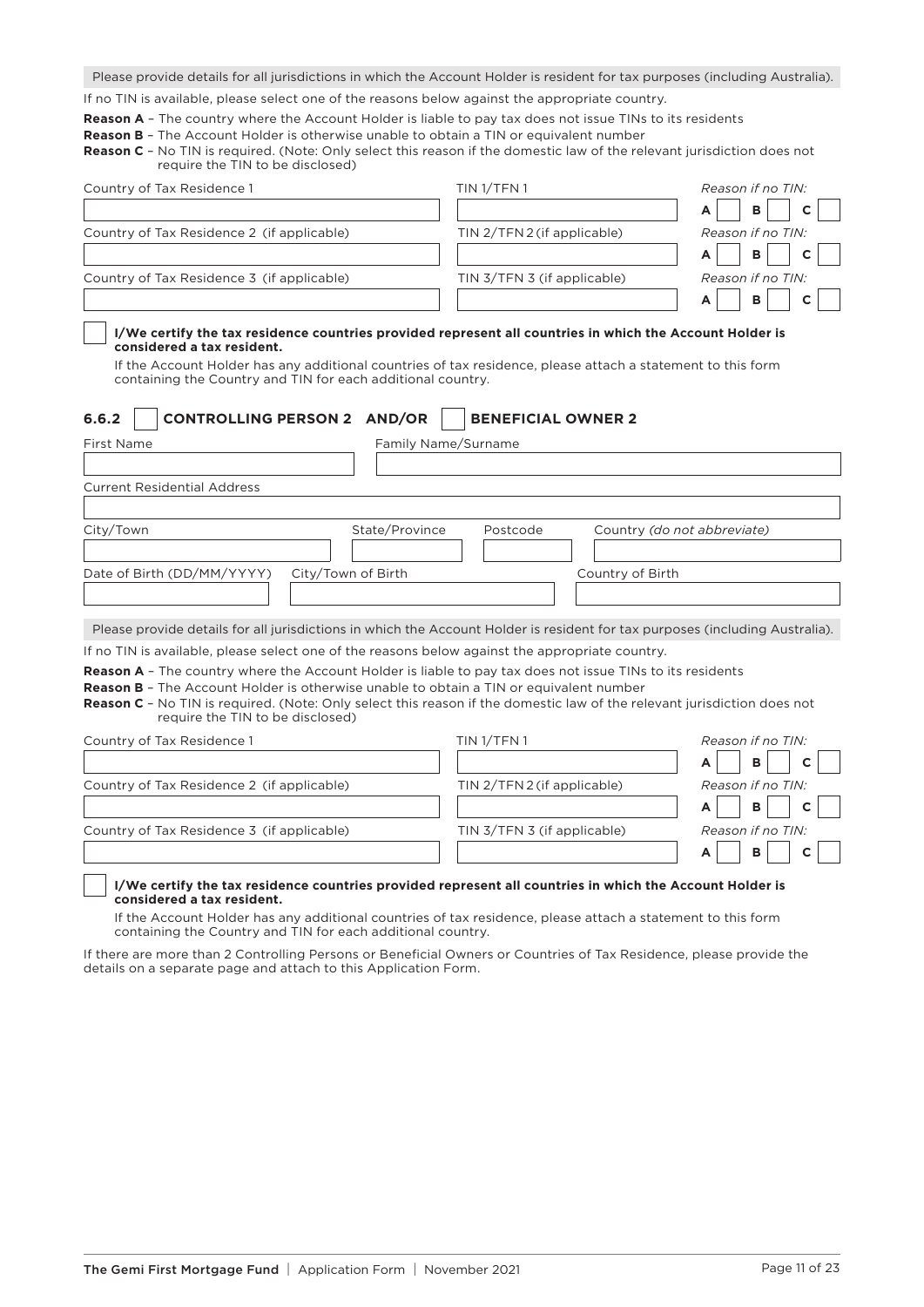Please provide details for all jurisdictions in which the Account Holder is resident for tax purposes (including Australia).

If no TIN is available, please select one of the reasons below against the appropriate country.

**Reason A** – The country where the Account Holder is liable to pay tax does not issue TINs to its residents

**Reason B** – The Account Holder is otherwise unable to obtain a TIN or equivalent number

**Reason C** – No TIN is required. (Note: Only select this reason if the domestic law of the relevant jurisdiction does not require the TIN to be disclosed)

| Country of Tax Residence 1 | TIN 1/TFN 1 | *Reason if no TIN:* A ☐ B ☐ C ☐ |
|---|---|---|
| Country of Tax Residence 2 (if applicable) | TIN 2/TFN 2 (if applicable) | *Reason if no TIN:* A ☐ B ☐ C ☐ |
| Country of Tax Residence 3 (if applicable) | TIN 3/TFN 3 (if applicable) | *Reason if no TIN:* A ☐ B ☐ C ☐ |

☐ **I/We certify the tax residence countries provided represent all countries in which the Account Holder is considered a tax resident.**

If the Account Holder has any additional countries of tax residence, please attach a statement to this form containing the Country and TIN for each additional country.

### 6.6.2 ☐ CONTROLLING PERSON 2 AND/OR ☐ BENEFICIAL OWNER 2

First Name | Family Name/Surname

Current Residential Address

City/Town | State/Province | Postcode | Country *(do not abbreviate)*

Date of Birth (DD/MM/YYYY) | City/Town of Birth | Country of Birth

Please provide details for all jurisdictions in which the Account Holder is resident for tax purposes (including Australia).

If no TIN is available, please select one of the reasons below against the appropriate country.

**Reason A** – The country where the Account Holder is liable to pay tax does not issue TINs to its residents

**Reason B** – The Account Holder is otherwise unable to obtain a TIN or equivalent number

**Reason C** – No TIN is required. (Note: Only select this reason if the domestic law of the relevant jurisdiction does not require the TIN to be disclosed)

| Country of Tax Residence 1 | TIN 1/TFN 1 | *Reason if no TIN:* A ☐ B ☐ C ☐ |
|---|---|---|
| Country of Tax Residence 2 (if applicable) | TIN 2/TFN 2 (if applicable) | *Reason if no TIN:* A ☐ B ☐ C ☐ |
| Country of Tax Residence 3 (if applicable) | TIN 3/TFN 3 (if applicable) | *Reason if no TIN:* A ☐ B ☐ C ☐ |

☐ **I/We certify the tax residence countries provided represent all countries in which the Account Holder is considered a tax resident.**

If the Account Holder has any additional countries of tax residence, please attach a statement to this form containing the Country and TIN for each additional country.

If there are more than 2 Controlling Persons or Beneficial Owners or Countries of Tax Residence, please provide the details on a separate page and attach to this Application Form.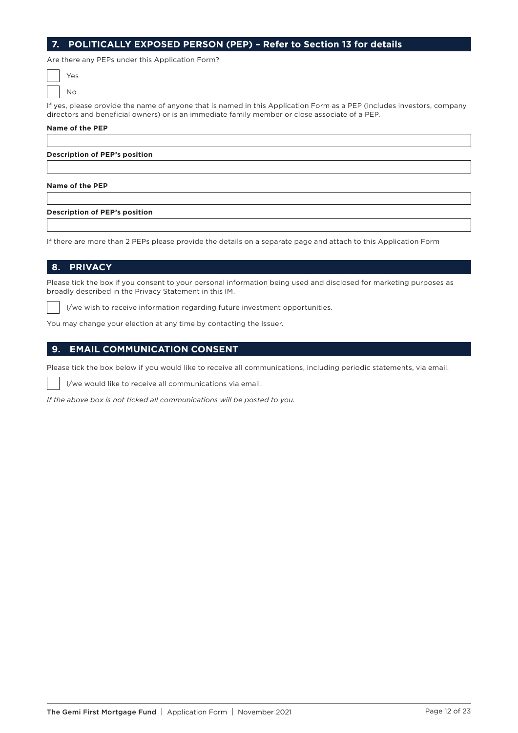## 7. POLITICALLY EXPOSED PERSON (PEP) – Refer to Section 13 for details

Are there any PEPs under this Application Form?

☐ Yes

☐ No

If yes, please provide the name of anyone that is named in this Application Form as a PEP (includes investors, company directors and beneficial owners) or is an immediate family member or close associate of a PEP.

**Name of the PEP**

**Description of PEP's position**

**Name of the PEP**

**Description of PEP's position**

If there are more than 2 PEPs please provide the details on a separate page and attach to this Application Form

## 8. PRIVACY

Please tick the box if you consent to your personal information being used and disclosed for marketing purposes as broadly described in the Privacy Statement in this IM.

☐ I/we wish to receive information regarding future investment opportunities.

You may change your election at any time by contacting the Issuer.

## 9. EMAIL COMMUNICATION CONSENT

Please tick the box below if you would like to receive all communications, including periodic statements, via email.

☐ I/we would like to receive all communications via email.

*If the above box is not ticked all communications will be posted to you.*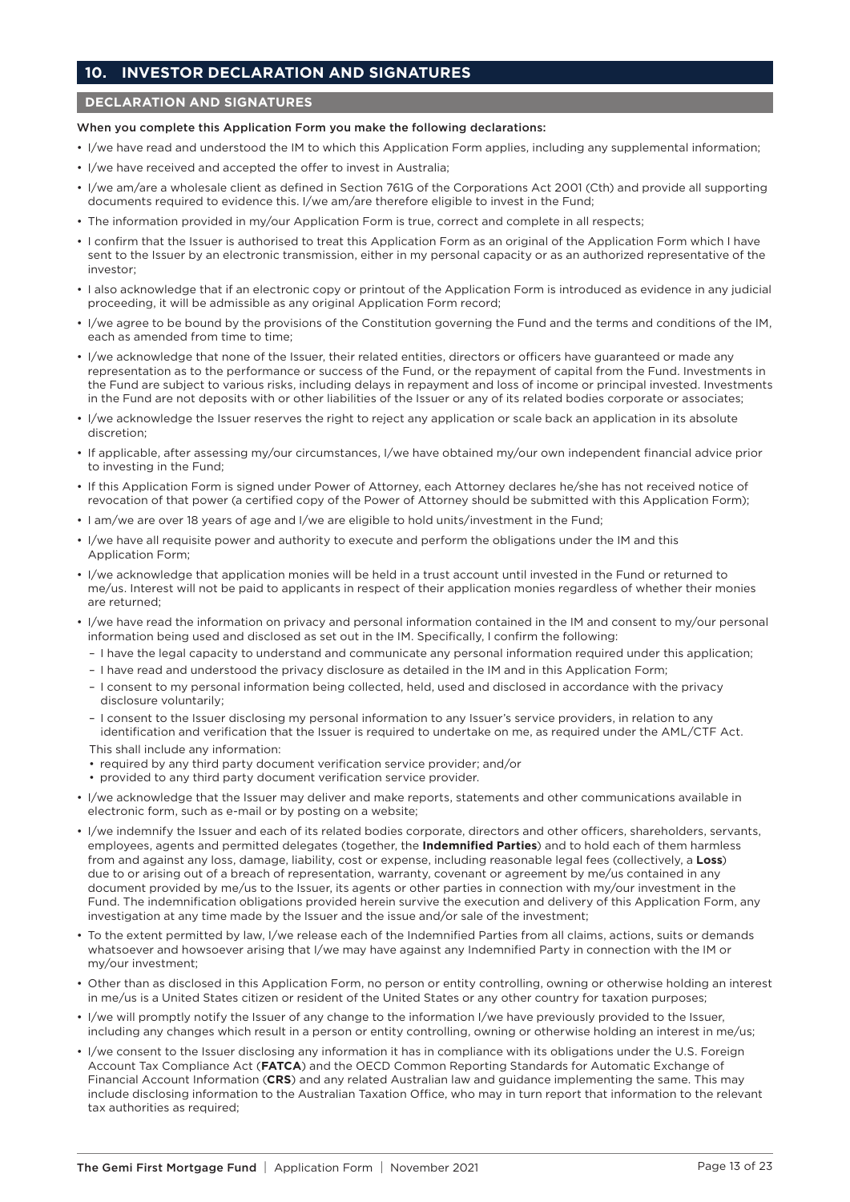## 10. INVESTOR DECLARATION AND SIGNATURES

### DECLARATION AND SIGNATURES

When you complete this Application Form you make the following declarations:

- I/we have read and understood the IM to which this Application Form applies, including any supplemental information;
- I/we have received and accepted the offer to invest in Australia;
- I/we am/are a wholesale client as defined in Section 761G of the Corporations Act 2001 (Cth) and provide all supporting documents required to evidence this. I/we am/are therefore eligible to invest in the Fund;
- The information provided in my/our Application Form is true, correct and complete in all respects;
- I confirm that the Issuer is authorised to treat this Application Form as an original of the Application Form which I have sent to the Issuer by an electronic transmission, either in my personal capacity or as an authorized representative of the investor;
- I also acknowledge that if an electronic copy or printout of the Application Form is introduced as evidence in any judicial proceeding, it will be admissible as any original Application Form record;
- I/we agree to be bound by the provisions of the Constitution governing the Fund and the terms and conditions of the IM, each as amended from time to time;
- I/we acknowledge that none of the Issuer, their related entities, directors or officers have guaranteed or made any representation as to the performance or success of the Fund, or the repayment of capital from the Fund. Investments in the Fund are subject to various risks, including delays in repayment and loss of income or principal invested. Investments in the Fund are not deposits with or other liabilities of the Issuer or any of its related bodies corporate or associates;
- I/we acknowledge the Issuer reserves the right to reject any application or scale back an application in its absolute discretion;
- If applicable, after assessing my/our circumstances, I/we have obtained my/our own independent financial advice prior to investing in the Fund;
- If this Application Form is signed under Power of Attorney, each Attorney declares he/she has not received notice of revocation of that power (a certified copy of the Power of Attorney should be submitted with this Application Form);
- I am/we are over 18 years of age and I/we are eligible to hold units/investment in the Fund;
- I/we have all requisite power and authority to execute and perform the obligations under the IM and this Application Form;
- I/we acknowledge that application monies will be held in a trust account until invested in the Fund or returned to me/us. Interest will not be paid to applicants in respect of their application monies regardless of whether their monies are returned;
- I/we have read the information on privacy and personal information contained in the IM and consent to my/our personal information being used and disclosed as set out in the IM. Specifically, I confirm the following:
  - I have the legal capacity to understand and communicate any personal information required under this application;
  - I have read and understood the privacy disclosure as detailed in the IM and in this Application Form;
  - I consent to my personal information being collected, held, used and disclosed in accordance with the privacy disclosure voluntarily;
  - I consent to the Issuer disclosing my personal information to any Issuer's service providers, in relation to any identification and verification that the Issuer is required to undertake on me, as required under the AML/CTF Act.

  This shall include any information:
  - required by any third party document verification service provider; and/or
  - provided to any third party document verification service provider.
- I/we acknowledge that the Issuer may deliver and make reports, statements and other communications available in electronic form, such as e-mail or by posting on a website;
- I/we indemnify the Issuer and each of its related bodies corporate, directors and other officers, shareholders, servants, employees, agents and permitted delegates (together, the **Indemnified Parties**) and to hold each of them harmless from and against any loss, damage, liability, cost or expense, including reasonable legal fees (collectively, a **Loss**) due to or arising out of a breach of representation, warranty, covenant or agreement by me/us contained in any document provided by me/us to the Issuer, its agents or other parties in connection with my/our investment in the Fund. The indemnification obligations provided herein survive the execution and delivery of this Application Form, any investigation at any time made by the Issuer and the issue and/or sale of the investment;
- To the extent permitted by law, I/we release each of the Indemnified Parties from all claims, actions, suits or demands whatsoever and howsoever arising that I/we may have against any Indemnified Party in connection with the IM or my/our investment;
- Other than as disclosed in this Application Form, no person or entity controlling, owning or otherwise holding an interest in me/us is a United States citizen or resident of the United States or any other country for taxation purposes;
- I/we will promptly notify the Issuer of any change to the information I/we have previously provided to the Issuer, including any changes which result in a person or entity controlling, owning or otherwise holding an interest in me/us;
- I/we consent to the Issuer disclosing any information it has in compliance with its obligations under the U.S. Foreign Account Tax Compliance Act (**FATCA**) and the OECD Common Reporting Standards for Automatic Exchange of Financial Account Information (**CRS**) and any related Australian law and guidance implementing the same. This may include disclosing information to the Australian Taxation Office, who may in turn report that information to the relevant tax authorities as required;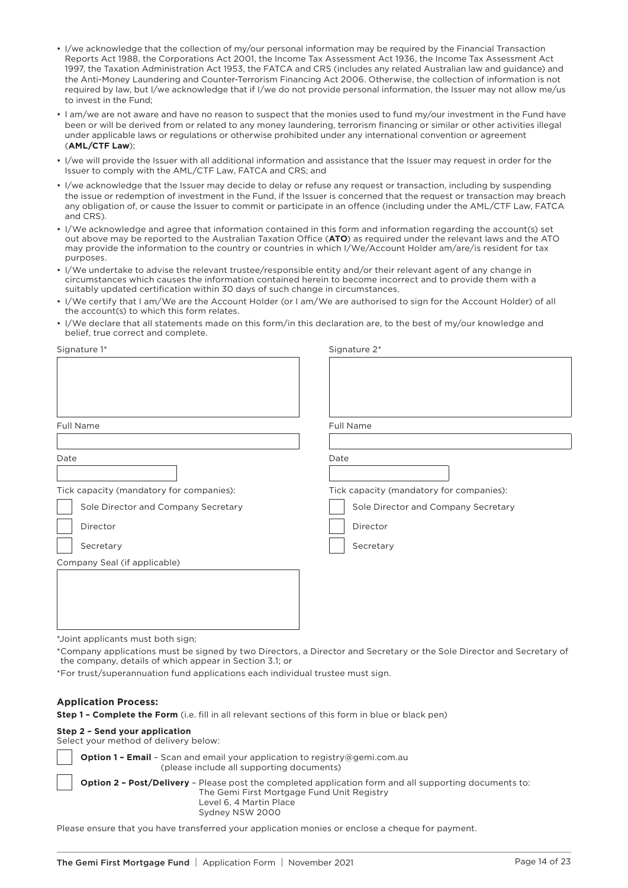- I/we acknowledge that the collection of my/our personal information may be required by the Financial Transaction Reports Act 1988, the Corporations Act 2001, the Income Tax Assessment Act 1936, the Income Tax Assessment Act 1997, the Taxation Administration Act 1953, the FATCA and CRS (includes any related Australian law and guidance) and the Anti-Money Laundering and Counter-Terrorism Financing Act 2006. Otherwise, the collection of information is not required by law, but I/we acknowledge that if I/we do not provide personal information, the Issuer may not allow me/us to invest in the Fund;
- I am/we are not aware and have no reason to suspect that the monies used to fund my/our investment in the Fund have been or will be derived from or related to any money laundering, terrorism financing or similar or other activities illegal under applicable laws or regulations or otherwise prohibited under any international convention or agreement (**AML/CTF Law**);
- I/we will provide the Issuer with all additional information and assistance that the Issuer may request in order for the Issuer to comply with the AML/CTF Law, FATCA and CRS; and
- I/we acknowledge that the Issuer may decide to delay or refuse any request or transaction, including by suspending the issue or redemption of investment in the Fund, if the Issuer is concerned that the request or transaction may breach any obligation of, or cause the Issuer to commit or participate in an offence (including under the AML/CTF Law, FATCA and CRS).
- I/We acknowledge and agree that information contained in this form and information regarding the account(s) set out above may be reported to the Australian Taxation Office (**ATO**) as required under the relevant laws and the ATO may provide the information to the country or countries in which I/We/Account Holder am/are/is resident for tax purposes.
- I/We undertake to advise the relevant trustee/responsible entity and/or their relevant agent of any change in circumstances which causes the information contained herein to become incorrect and to provide them with a suitably updated certification within 30 days of such change in circumstances.
- I/We certify that I am/We are the Account Holder (or I am/We are authorised to sign for the Account Holder) of all the account(s) to which this form relates.
- I/We declare that all statements made on this form/in this declaration are, to the best of my/our knowledge and belief, true correct and complete.

Signature 1*

Full Name

Date

Tick capacity (mandatory for companies):

- ☐ Sole Director and Company Secretary
- ☐ Director
- ☐ Secretary

Company Seal (if applicable)

Signature 2*

Full Name

Date

Tick capacity (mandatory for companies):

- ☐ Sole Director and Company Secretary
- ☐ Director
- ☐ Secretary

*Joint applicants must both sign;

*Company applications must be signed by two Directors, a Director and Secretary or the Sole Director and Secretary of the company, details of which appear in Section 3.1; or

*For trust/superannuation fund applications each individual trustee must sign.

### Application Process:

**Step 1 – Complete the Form** (i.e. fill in all relevant sections of this form in blue or black pen)

**Step 2 – Send your application**

Select your method of delivery below:

☐ **Option 1 – Email** – Scan and email your application to registry@gemi.com.au (please include all supporting documents)

☐ **Option 2 – Post/Delivery** – Please post the completed application form and all supporting documents to:
The Gemi First Mortgage Fund Unit Registry
Level 6, 4 Martin Place
Sydney NSW 2000

Please ensure that you have transferred your application monies or enclose a cheque for payment.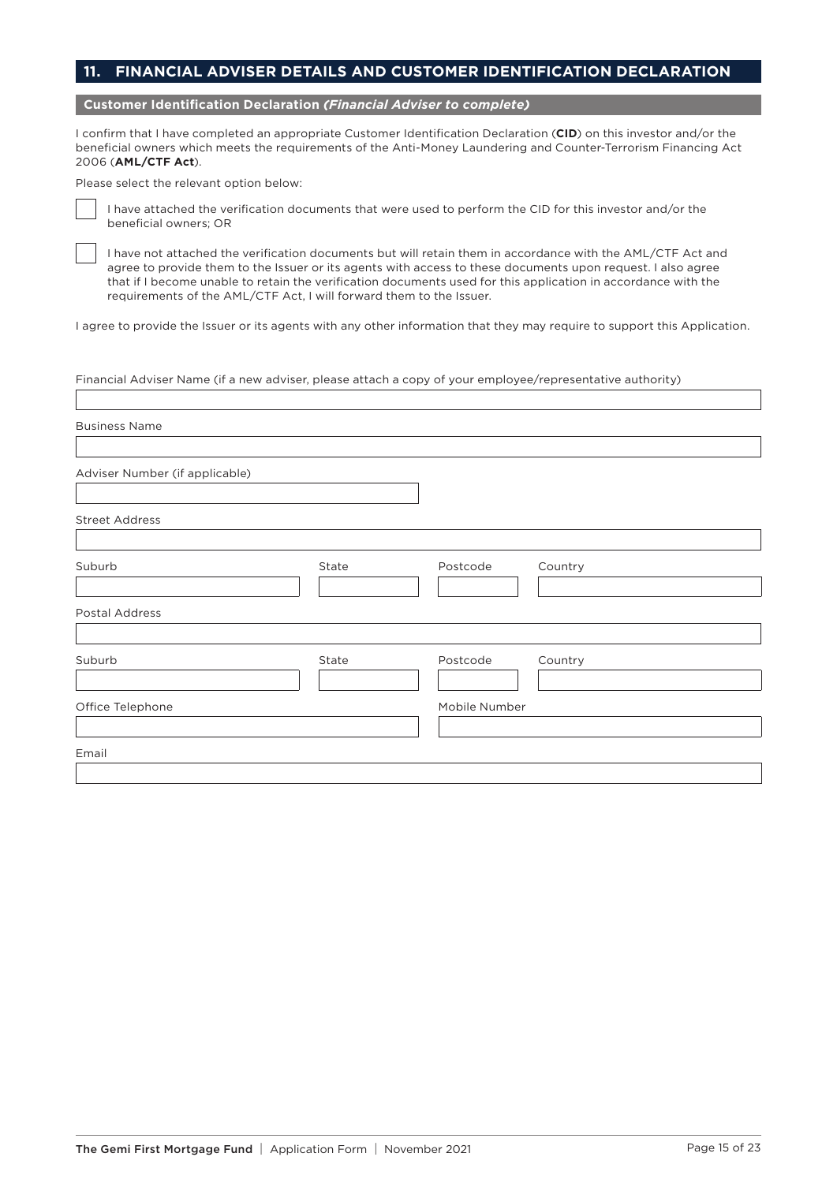## 11. FINANCIAL ADVISER DETAILS AND CUSTOMER IDENTIFICATION DECLARATION

### Customer Identification Declaration *(Financial Adviser to complete)*

I confirm that I have completed an appropriate Customer Identification Declaration (**CID**) on this investor and/or the beneficial owners which meets the requirements of the Anti-Money Laundering and Counter-Terrorism Financing Act 2006 (**AML/CTF Act**).

Please select the relevant option below:

☐ I have attached the verification documents that were used to perform the CID for this investor and/or the beneficial owners; OR

☐ I have not attached the verification documents but will retain them in accordance with the AML/CTF Act and agree to provide them to the Issuer or its agents with access to these documents upon request. I also agree that if I become unable to retain the verification documents used for this application in accordance with the requirements of the AML/CTF Act, I will forward them to the Issuer.

I agree to provide the Issuer or its agents with any other information that they may require to support this Application.

Financial Adviser Name (if a new adviser, please attach a copy of your employee/representative authority)

Business Name

Adviser Number (if applicable)

Street Address

| Suburb | State | Postcode | Country |
|---|---|---|---|
| | | | |

Postal Address

| Suburb | State | Postcode | Country |
|---|---|---|---|
| | | | |

| Office Telephone | Mobile Number |
|---|---|
| | |

Email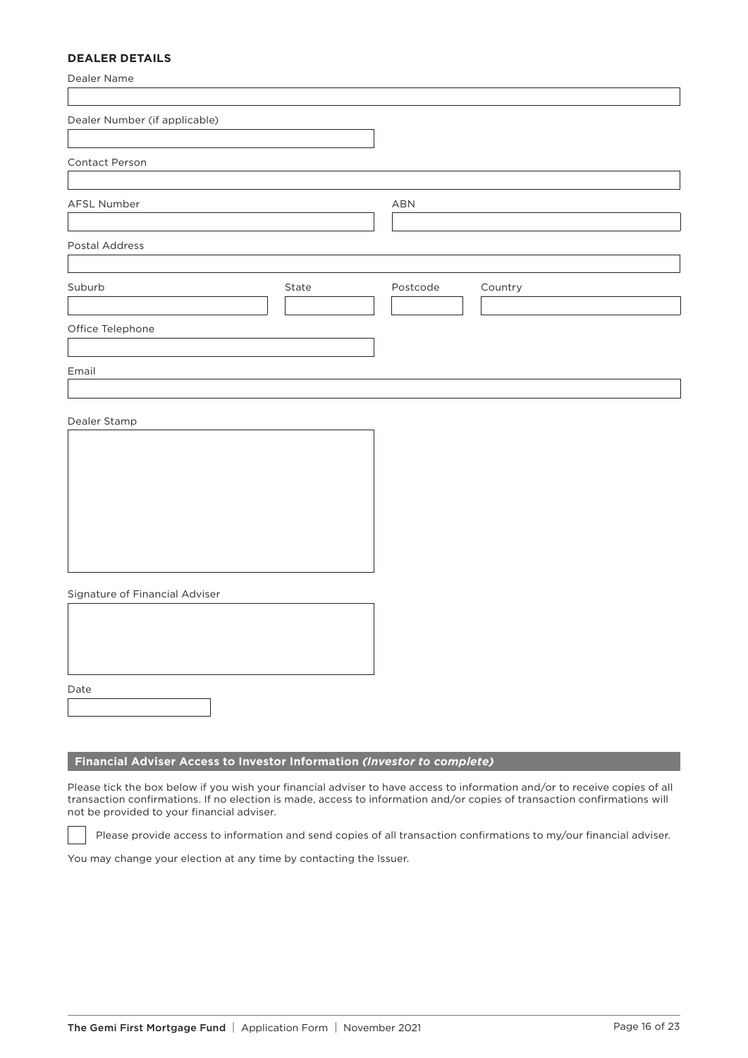**DEALER DETAILS**

Dealer Name

Dealer Number (if applicable)

Contact Person

AFSL Number

ABN

Postal Address

Suburb

State

Postcode

Country

Office Telephone

Email

Dealer Stamp

Signature of Financial Adviser

Date

## Financial Adviser Access to Investor Information *(Investor to complete)*

Please tick the box below if you wish your financial adviser to have access to information and/or to receive copies of all transaction confirmations. If no election is made, access to information and/or copies of transaction confirmations will not be provided to your financial adviser.

☐ Please provide access to information and send copies of all transaction confirmations to my/our financial adviser.

You may change your election at any time by contacting the Issuer.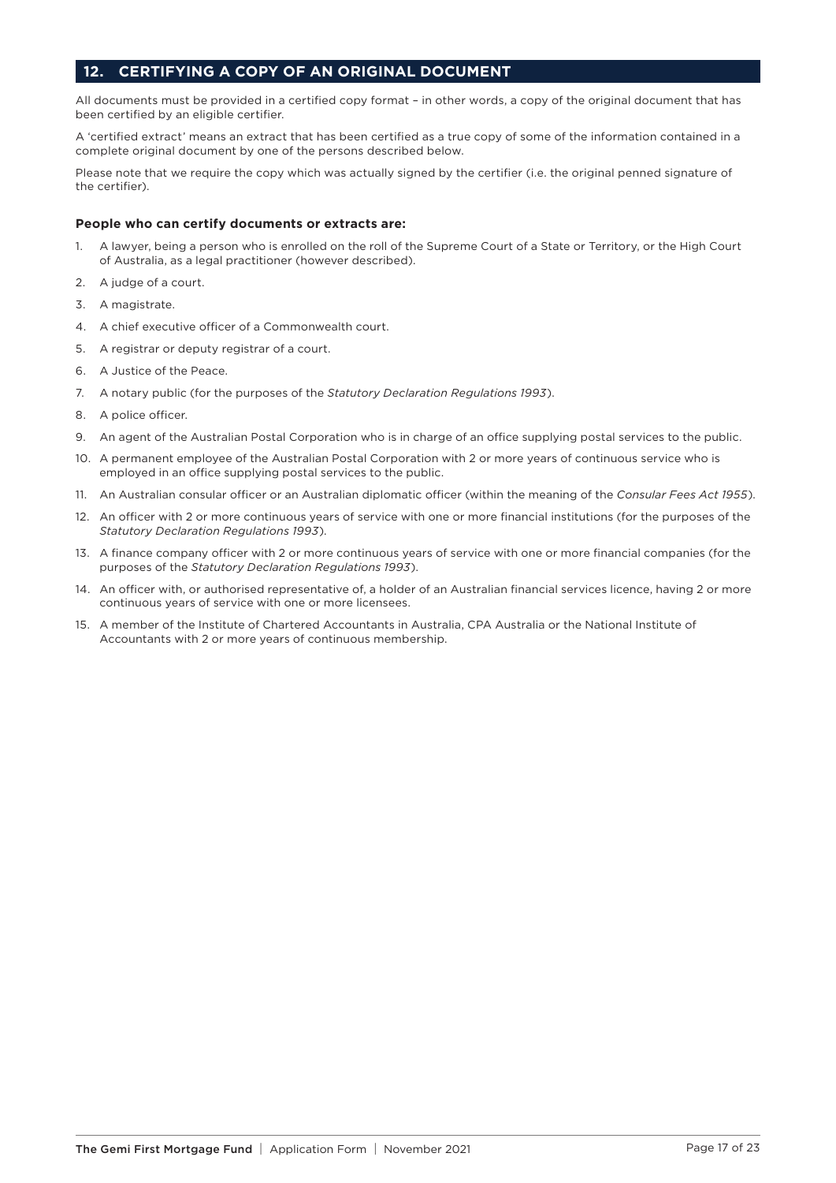## 12. CERTIFYING A COPY OF AN ORIGINAL DOCUMENT

All documents must be provided in a certified copy format – in other words, a copy of the original document that has been certified by an eligible certifier.

A 'certified extract' means an extract that has been certified as a true copy of some of the information contained in a complete original document by one of the persons described below.

Please note that we require the copy which was actually signed by the certifier (i.e. the original penned signature of the certifier).

**People who can certify documents or extracts are:**

1. A lawyer, being a person who is enrolled on the roll of the Supreme Court of a State or Territory, or the High Court of Australia, as a legal practitioner (however described).
2. A judge of a court.
3. A magistrate.
4. A chief executive officer of a Commonwealth court.
5. A registrar or deputy registrar of a court.
6. A Justice of the Peace.
7. A notary public (for the purposes of the *Statutory Declaration Regulations 1993*).
8. A police officer.
9. An agent of the Australian Postal Corporation who is in charge of an office supplying postal services to the public.
10. A permanent employee of the Australian Postal Corporation with 2 or more years of continuous service who is employed in an office supplying postal services to the public.
11. An Australian consular officer or an Australian diplomatic officer (within the meaning of the *Consular Fees Act 1955*).
12. An officer with 2 or more continuous years of service with one or more financial institutions (for the purposes of the *Statutory Declaration Regulations 1993*).
13. A finance company officer with 2 or more continuous years of service with one or more financial companies (for the purposes of the *Statutory Declaration Regulations 1993*).
14. An officer with, or authorised representative of, a holder of an Australian financial services licence, having 2 or more continuous years of service with one or more licensees.
15. A member of the Institute of Chartered Accountants in Australia, CPA Australia or the National Institute of Accountants with 2 or more years of continuous membership.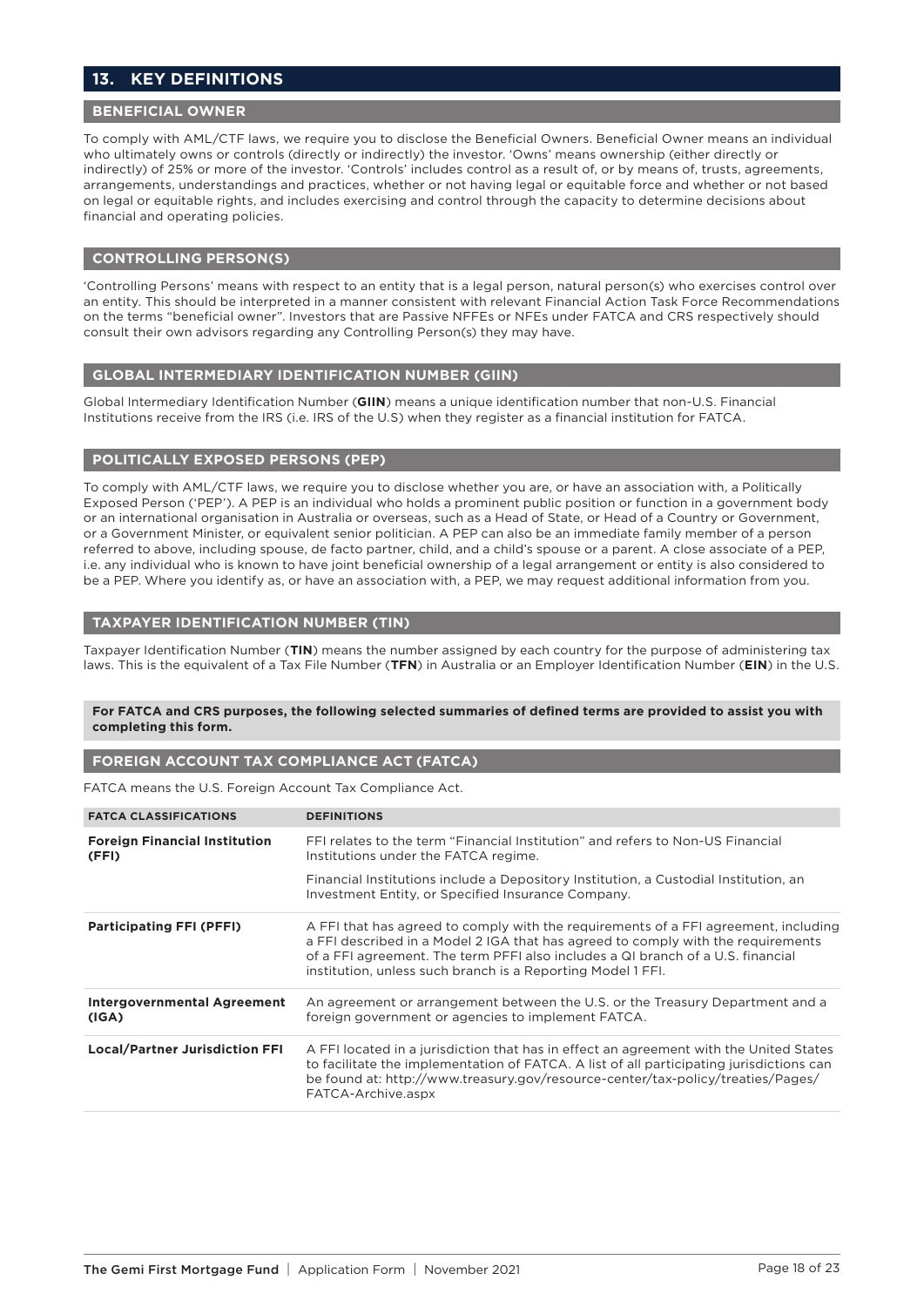## 13. KEY DEFINITIONS

### BENEFICIAL OWNER

To comply with AML/CTF laws, we require you to disclose the Beneficial Owners. Beneficial Owner means an individual who ultimately owns or controls (directly or indirectly) the investor. 'Owns' means ownership (either directly or indirectly) of 25% or more of the investor. 'Controls' includes control as a result of, or by means of, trusts, agreements, arrangements, understandings and practices, whether or not having legal or equitable force and whether or not based on legal or equitable rights, and includes exercising and control through the capacity to determine decisions about financial and operating policies.

### CONTROLLING PERSON(S)

'Controlling Persons' means with respect to an entity that is a legal person, natural person(s) who exercises control over an entity. This should be interpreted in a manner consistent with relevant Financial Action Task Force Recommendations on the terms "beneficial owner". Investors that are Passive NFFEs or NFEs under FATCA and CRS respectively should consult their own advisors regarding any Controlling Person(s) they may have.

### GLOBAL INTERMEDIARY IDENTIFICATION NUMBER (GIIN)

Global Intermediary Identification Number (**GIIN**) means a unique identification number that non-U.S. Financial Institutions receive from the IRS (i.e. IRS of the U.S) when they register as a financial institution for FATCA.

### POLITICALLY EXPOSED PERSONS (PEP)

To comply with AML/CTF laws, we require you to disclose whether you are, or have an association with, a Politically Exposed Person ('PEP'). A PEP is an individual who holds a prominent public position or function in a government body or an international organisation in Australia or overseas, such as a Head of State, or Head of a Country or Government, or a Government Minister, or equivalent senior politician. A PEP can also be an immediate family member of a person referred to above, including spouse, de facto partner, child, and a child's spouse or a parent. A close associate of a PEP, i.e. any individual who is known to have joint beneficial ownership of a legal arrangement or entity is also considered to be a PEP. Where you identify as, or have an association with, a PEP, we may request additional information from you.

### TAXPAYER IDENTIFICATION NUMBER (TIN)

Taxpayer Identification Number (**TIN**) means the number assigned by each country for the purpose of administering tax laws. This is the equivalent of a Tax File Number (**TFN**) in Australia or an Employer Identification Number (**EIN**) in the U.S.

**For FATCA and CRS purposes, the following selected summaries of defined terms are provided to assist you with completing this form.**

### FOREIGN ACCOUNT TAX COMPLIANCE ACT (FATCA)

FATCA means the U.S. Foreign Account Tax Compliance Act.

| FATCA CLASSIFICATIONS | DEFINITIONS |
|---|---|
| **Foreign Financial Institution (FFI)** | FFI relates to the term "Financial Institution" and refers to Non-US Financial Institutions under the FATCA regime.<br><br>Financial Institutions include a Depository Institution, a Custodial Institution, an Investment Entity, or Specified Insurance Company. |
| **Participating FFI (PFFI)** | A FFI that has agreed to comply with the requirements of a FFI agreement, including a FFI described in a Model 2 IGA that has agreed to comply with the requirements of a FFI agreement. The term PFFI also includes a QI branch of a U.S. financial institution, unless such branch is a Reporting Model 1 FFI. |
| **Intergovernmental Agreement (IGA)** | An agreement or arrangement between the U.S. or the Treasury Department and a foreign government or agencies to implement FATCA. |
| **Local/Partner Jurisdiction FFI** | A FFI located in a jurisdiction that has in effect an agreement with the United States to facilitate the implementation of FATCA. A list of all participating jurisdictions can be found at: http://www.treasury.gov/resource-center/tax-policy/treaties/Pages/FATCA-Archive.aspx |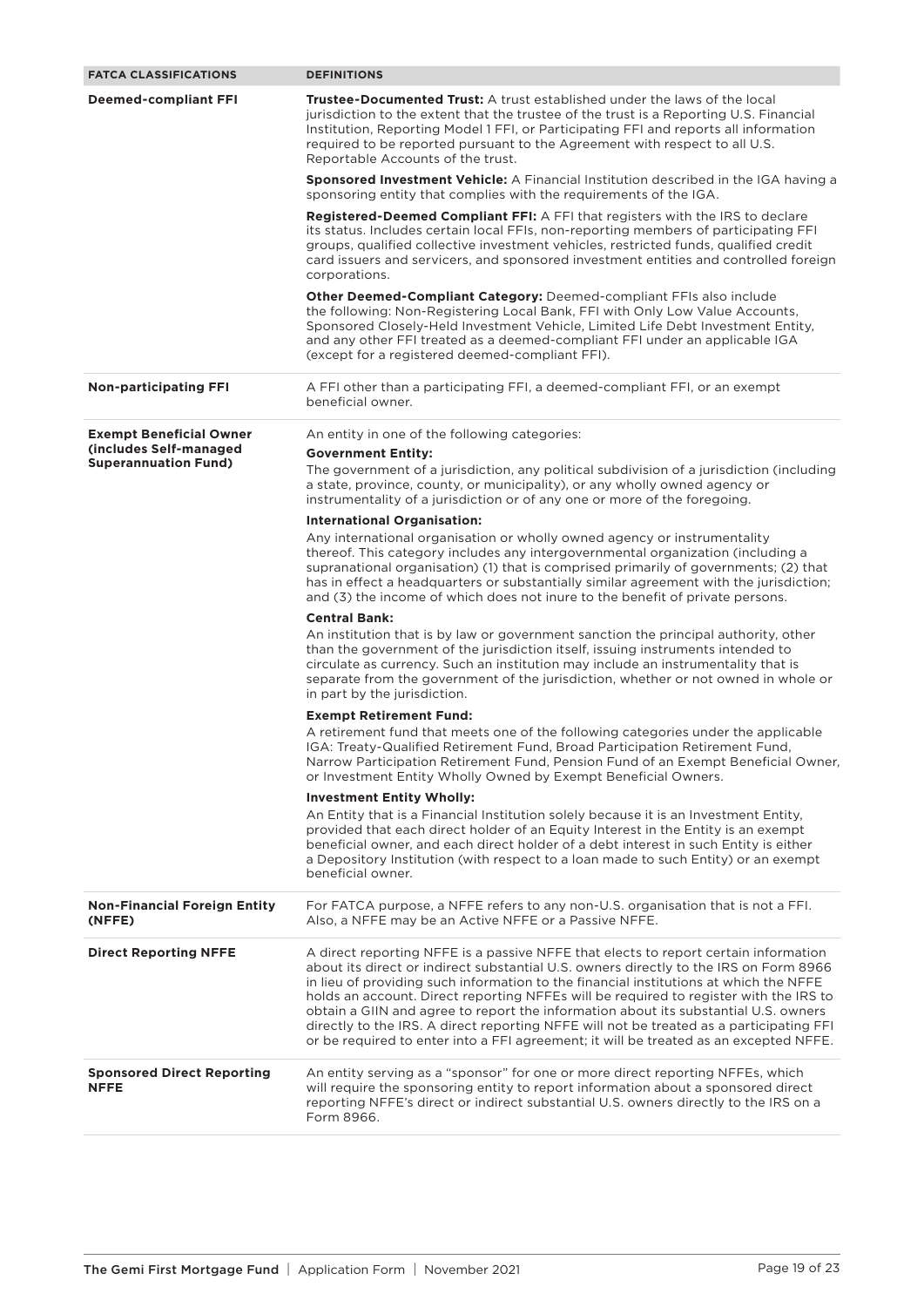| FATCA CLASSIFICATIONS | DEFINITIONS |
|---|---|
| **Deemed-compliant FFI** | **Trustee-Documented Trust:** A trust established under the laws of the local jurisdiction to the extent that the trustee of the trust is a Reporting U.S. Financial Institution, Reporting Model 1 FFI, or Participating FFI and reports all information required to be reported pursuant to the Agreement with respect to all U.S. Reportable Accounts of the trust.<br><br>**Sponsored Investment Vehicle:** A Financial Institution described in the IGA having a sponsoring entity that complies with the requirements of the IGA.<br><br>**Registered-Deemed Compliant FFI:** A FFI that registers with the IRS to declare its status. Includes certain local FFIs, non-reporting members of participating FFI groups, qualified collective investment vehicles, restricted funds, qualified credit card issuers and servicers, and sponsored investment entities and controlled foreign corporations.<br><br>**Other Deemed-Compliant Category:** Deemed-compliant FFIs also include the following: Non-Registering Local Bank, FFI with Only Low Value Accounts, Sponsored Closely-Held Investment Vehicle, Limited Life Debt Investment Entity, and any other FFI treated as a deemed-compliant FFI under an applicable IGA (except for a registered deemed-compliant FFI). |
| **Non-participating FFI** | A FFI other than a participating FFI, a deemed-compliant FFI, or an exempt beneficial owner. |
| **Exempt Beneficial Owner (includes Self-managed Superannuation Fund)** | An entity in one of the following categories:<br>**Government Entity:**<br>The government of a jurisdiction, any political subdivision of a jurisdiction (including a state, province, county, or municipality), or any wholly owned agency or instrumentality of a jurisdiction or of any one or more of the foregoing.<br>**International Organisation:**<br>Any international organisation or wholly owned agency or instrumentality thereof. This category includes any intergovernmental organization (including a supranational organisation) (1) that is comprised primarily of governments; (2) that has in effect a headquarters or substantially similar agreement with the jurisdiction; and (3) the income of which does not inure to the benefit of private persons.<br>**Central Bank:**<br>An institution that is by law or government sanction the principal authority, other than the government of the jurisdiction itself, issuing instruments intended to circulate as currency. Such an institution may include an instrumentality that is separate from the government of the jurisdiction, whether or not owned in whole or in part by the jurisdiction.<br>**Exempt Retirement Fund:**<br>A retirement fund that meets one of the following categories under the applicable IGA: Treaty-Qualified Retirement Fund, Broad Participation Retirement Fund, Narrow Participation Retirement Fund, Pension Fund of an Exempt Beneficial Owner, or Investment Entity Wholly Owned by Exempt Beneficial Owners.<br>**Investment Entity Wholly:**<br>An Entity that is a Financial Institution solely because it is an Investment Entity, provided that each direct holder of an Equity Interest in the Entity is an exempt beneficial owner, and each direct holder of a debt interest in such Entity is either a Depository Institution (with respect to a loan made to such Entity) or an exempt beneficial owner. |
| **Non-Financial Foreign Entity (NFFE)** | For FATCA purpose, a NFFE refers to any non-U.S. organisation that is not a FFI. Also, a NFFE may be an Active NFFE or a Passive NFFE. |
| **Direct Reporting NFFE** | A direct reporting NFFE is a passive NFFE that elects to report certain information about its direct or indirect substantial U.S. owners directly to the IRS on Form 8966 in lieu of providing such information to the financial institutions at which the NFFE holds an account. Direct reporting NFFEs will be required to register with the IRS to obtain a GIIN and agree to report the information about its substantial U.S. owners directly to the IRS. A direct reporting NFFE will not be treated as a participating FFI or be required to enter into a FFI agreement; it will be treated as an excepted NFFE. |
| **Sponsored Direct Reporting NFFE** | An entity serving as a "sponsor" for one or more direct reporting NFFEs, which will require the sponsoring entity to report information about a sponsored direct reporting NFFE's direct or indirect substantial U.S. owners directly to the IRS on a Form 8966. |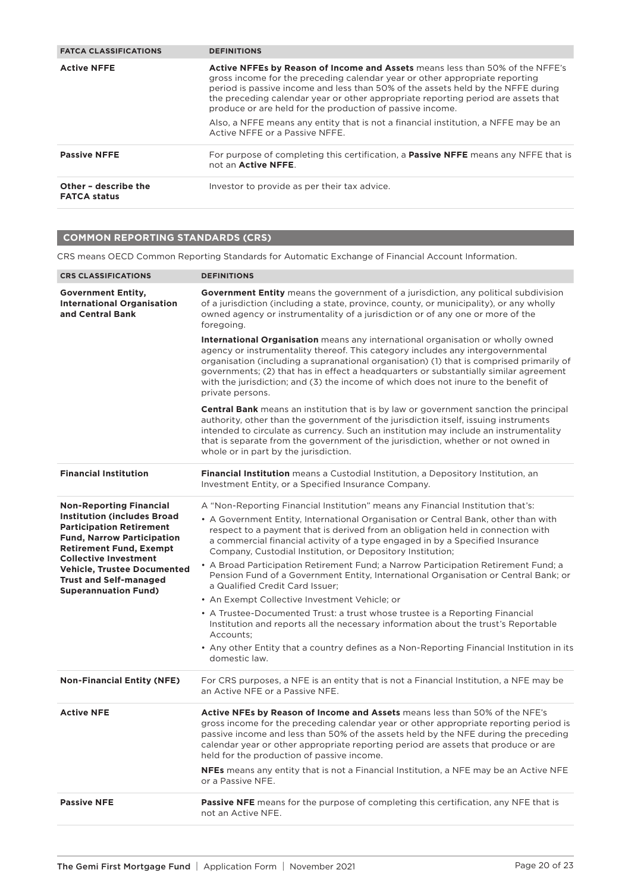| FATCA CLASSIFICATIONS | DEFINITIONS |
|---|---|
| **Active NFFE** | **Active NFFEs by Reason of Income and Assets** means less than 50% of the NFFE's gross income for the preceding calendar year or other appropriate reporting period is passive income and less than 50% of the assets held by the NFFE during the preceding calendar year or other appropriate reporting period are assets that produce or are held for the production of passive income.<br><br>Also, a NFFE means any entity that is not a financial institution, a NFFE may be an Active NFFE or a Passive NFFE. |
| **Passive NFFE** | For purpose of completing this certification, a **Passive NFFE** means any NFFE that is not an **Active NFFE**. |
| **Other – describe the FATCA status** | Investor to provide as per their tax advice. |

## COMMON REPORTING STANDARDS (CRS)

CRS means OECD Common Reporting Standards for Automatic Exchange of Financial Account Information.

| CRS CLASSIFICATIONS | DEFINITIONS |
|---|---|
| **Government Entity, International Organisation and Central Bank** | **Government Entity** means the government of a jurisdiction, any political subdivision of a jurisdiction (including a state, province, county, or municipality), or any wholly owned agency or instrumentality of a jurisdiction or of any one or more of the foregoing.<br><br>**International Organisation** means any international organisation or wholly owned agency or instrumentality thereof. This category includes any intergovernmental organisation (including a supranational organisation) (1) that is comprised primarily of governments; (2) that has in effect a headquarters or substantially similar agreement with the jurisdiction; and (3) the income of which does not inure to the benefit of private persons.<br><br>**Central Bank** means an institution that is by law or government sanction the principal authority, other than the government of the jurisdiction itself, issuing instruments intended to circulate as currency. Such an institution may include an instrumentality that is separate from the government of the jurisdiction, whether or not owned in whole or in part by the jurisdiction. |
| **Financial Institution** | **Financial Institution** means a Custodial Institution, a Depository Institution, an Investment Entity, or a Specified Insurance Company. |
| **Non-Reporting Financial Institution (includes Broad Participation Retirement Fund, Narrow Participation Retirement Fund, Exempt Collective Investment Vehicle, Trustee Documented Trust and Self-managed Superannuation Fund)** | A "Non-Reporting Financial Institution" means any Financial Institution that's:<br>• A Government Entity, International Organisation or Central Bank, other than with respect to a payment that is derived from an obligation held in connection with a commercial financial activity of a type engaged in by a Specified Insurance Company, Custodial Institution, or Depository Institution;<br>• A Broad Participation Retirement Fund; a Narrow Participation Retirement Fund; a Pension Fund of a Government Entity, International Organisation or Central Bank; or a Qualified Credit Card Issuer;<br>• An Exempt Collective Investment Vehicle; or<br>• A Trustee-Documented Trust: a trust whose trustee is a Reporting Financial Institution and reports all the necessary information about the trust's Reportable Accounts;<br>• Any other Entity that a country defines as a Non-Reporting Financial Institution in its domestic law. |
| **Non-Financial Entity (NFE)** | For CRS purposes, a NFE is an entity that is not a Financial Institution, a NFE may be an Active NFE or a Passive NFE. |
| **Active NFE** | **Active NFEs by Reason of Income and Assets** means less than 50% of the NFE's gross income for the preceding calendar year or other appropriate reporting period is passive income and less than 50% of the assets held by the NFE during the preceding calendar year or other appropriate reporting period are assets that produce or are held for the production of passive income.<br><br>**NFEs** means any entity that is not a Financial Institution, a NFE may be an Active NFE or a Passive NFE. |
| **Passive NFE** | **Passive NFE** means for the purpose of completing this certification, any NFE that is not an Active NFE. |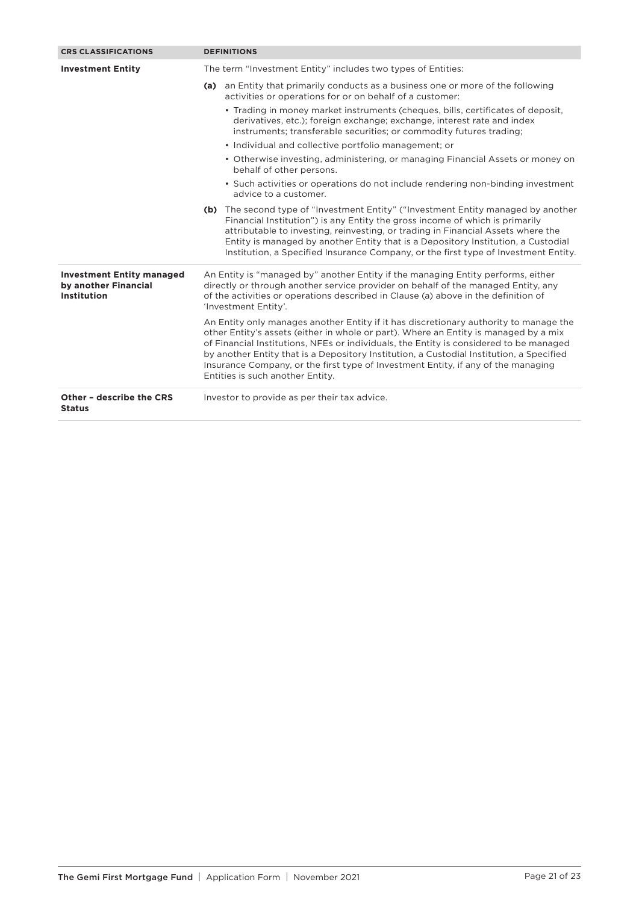| CRS CLASSIFICATIONS | DEFINITIONS |
|---|---|
| **Investment Entity** | The term "Investment Entity" includes two types of Entities:<br><br>**(a)** an Entity that primarily conducts as a business one or more of the following activities or operations for or on behalf of a customer:<br>• Trading in money market instruments (cheques, bills, certificates of deposit, derivatives, etc.); foreign exchange; exchange, interest rate and index instruments; transferable securities; or commodity futures trading;<br>• Individual and collective portfolio management; or<br>• Otherwise investing, administering, or managing Financial Assets or money on behalf of other persons.<br>• Such activities or operations do not include rendering non-binding investment advice to a customer.<br><br>**(b)** The second type of "Investment Entity" ("Investment Entity managed by another Financial Institution") is any Entity the gross income of which is primarily attributable to investing, reinvesting, or trading in Financial Assets where the Entity is managed by another Entity that is a Depository Institution, a Custodial Institution, a Specified Insurance Company, or the first type of Investment Entity. |
| **Investment Entity managed by another Financial Institution** | An Entity is "managed by" another Entity if the managing Entity performs, either directly or through another service provider on behalf of the managed Entity, any of the activities or operations described in Clause (a) above in the definition of 'Investment Entity'.<br><br>An Entity only manages another Entity if it has discretionary authority to manage the other Entity's assets (either in whole or part). Where an Entity is managed by a mix of Financial Institutions, NFEs or individuals, the Entity is considered to be managed by another Entity that is a Depository Institution, a Custodial Institution, a Specified Insurance Company, or the first type of Investment Entity, if any of the managing Entities is such another Entity. |
| **Other – describe the CRS Status** | Investor to provide as per their tax advice. |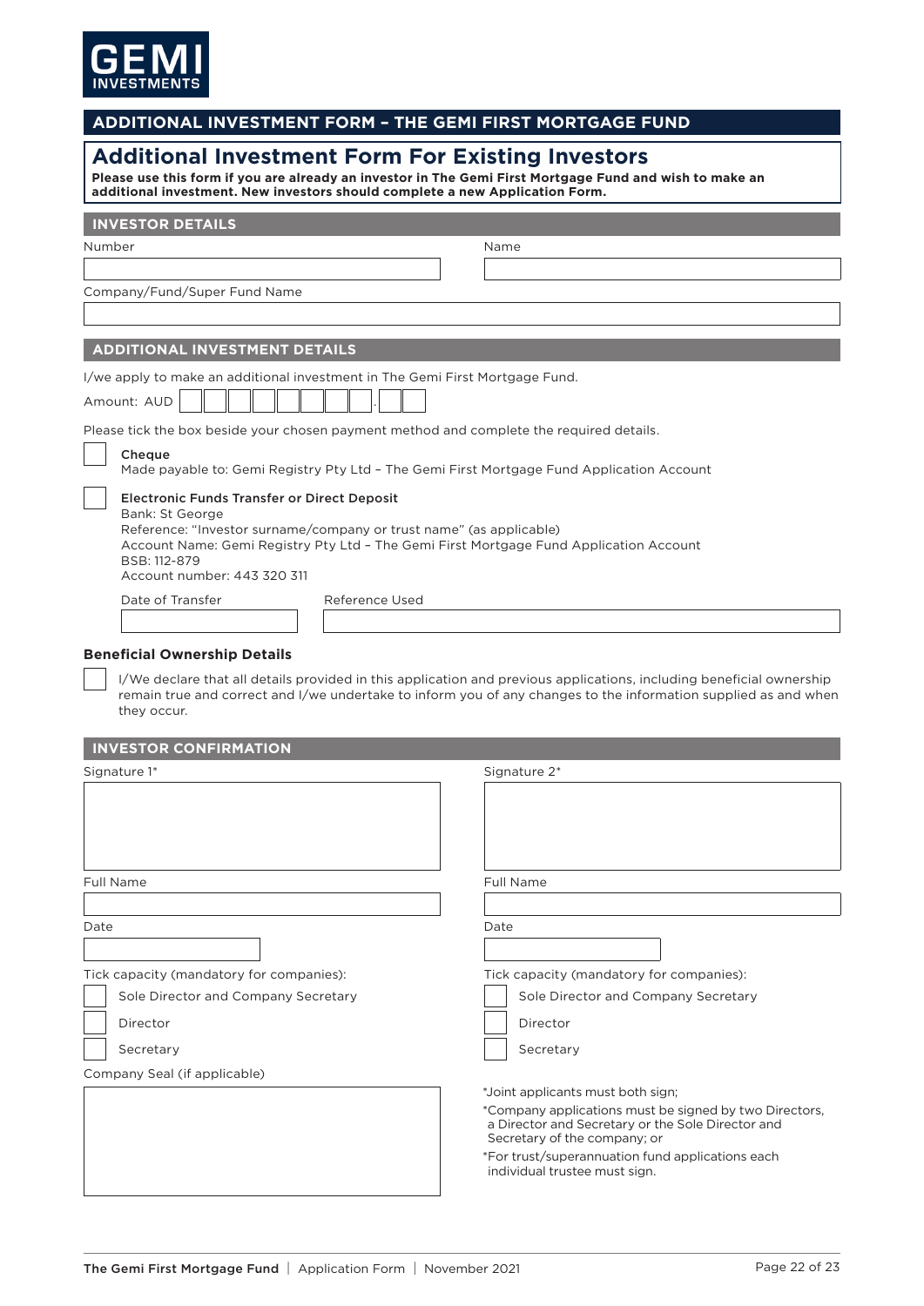GEMI INVESTMENTS

# ADDITIONAL INVESTMENT FORM – THE GEMI FIRST MORTGAGE FUND

## Additional Investment Form For Existing Investors

**Please use this form if you are already an investor in The Gemi First Mortgage Fund and wish to make an additional investment. New investors should complete a new Application Form.**

### INVESTOR DETAILS

Number

Name

Company/Fund/Super Fund Name

### ADDITIONAL INVESTMENT DETAILS

I/we apply to make an additional investment in The Gemi First Mortgage Fund.

Amount: AUD ☐☐☐☐☐☐☐☐.☐☐

Please tick the box beside your chosen payment method and complete the required details.

☐ **Cheque**
Made payable to: Gemi Registry Pty Ltd – The Gemi First Mortgage Fund Application Account

☐ **Electronic Funds Transfer or Direct Deposit**
Bank: St George
Reference: "Investor surname/company or trust name" (as applicable)
Account Name: Gemi Registry Pty Ltd – The Gemi First Mortgage Fund Application Account
BSB: 112-879
Account number: 443 320 311

Date of Transfer

Reference Used

**Beneficial Ownership Details**

☐ I/We declare that all details provided in this application and previous applications, including beneficial ownership remain true and correct and I/we undertake to inform you of any changes to the information supplied as and when they occur.

### INVESTOR CONFIRMATION

Signature 1*

Full Name

Date

Tick capacity (mandatory for companies):

☐ Sole Director and Company Secretary

☐ Director

☐ Secretary

Signature 2*

Full Name

Date

Tick capacity (mandatory for companies):

☐ Sole Director and Company Secretary

☐ Director

☐ Secretary

Company Seal (if applicable)

*Joint applicants must both sign;

*Company applications must be signed by two Directors, a Director and Secretary or the Sole Director and Secretary of the company; or

*For trust/superannuation fund applications each individual trustee must sign.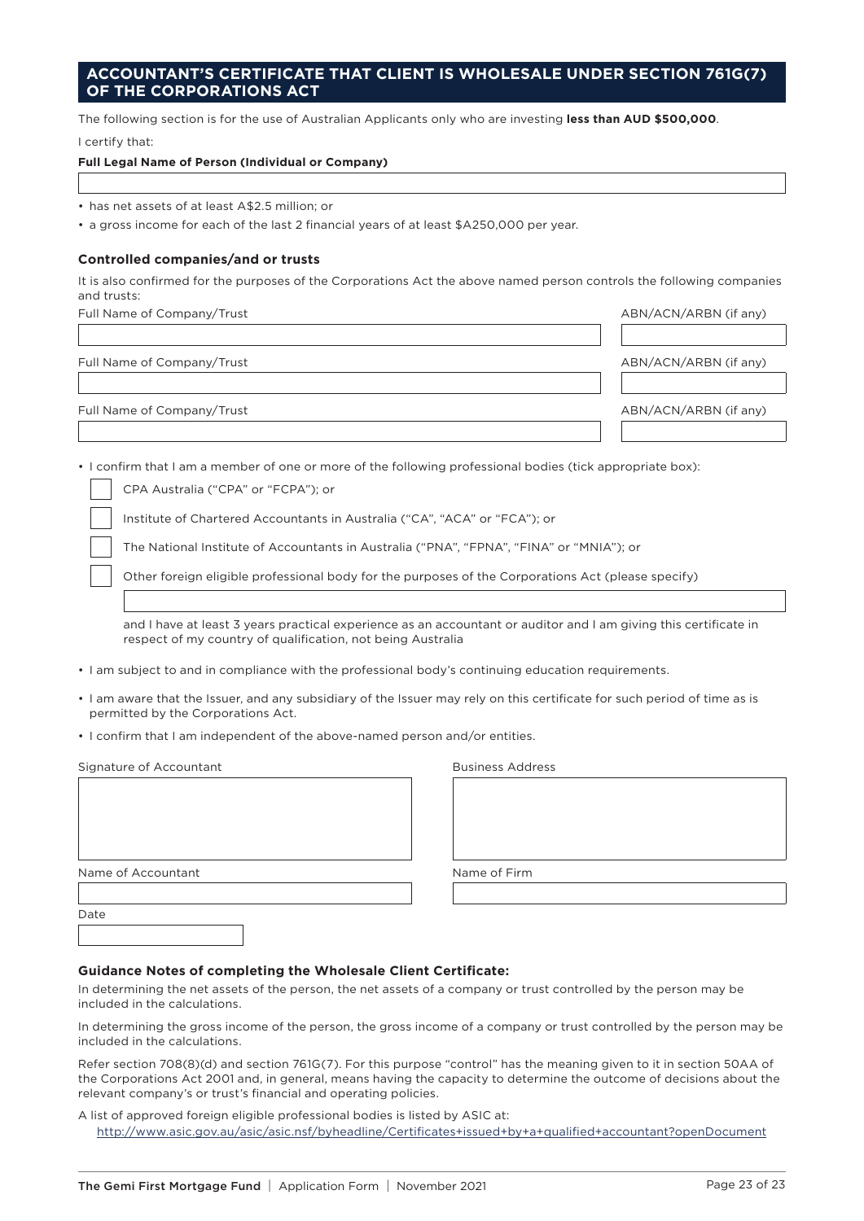## ACCOUNTANT'S CERTIFICATE THAT CLIENT IS WHOLESALE UNDER SECTION 761G(7) OF THE CORPORATIONS ACT

The following section is for the use of Australian Applicants only who are investing **less than AUD $500,000**.

I certify that:

**Full Legal Name of Person (Individual or Company)**

- has net assets of at least A$2.5 million; or
- a gross income for each of the last 2 financial years of at least $A250,000 per year.

### Controlled companies/and or trusts

It is also confirmed for the purposes of the Corporations Act the above named person controls the following companies and trusts:

| Full Name of Company/Trust | ABN/ACN/ARBN (if any) |
| --- | --- |
| | |
| | |
| | |

- I confirm that I am a member of one or more of the following professional bodies (tick appropriate box):
  - ☐ CPA Australia ("CPA" or "FCPA"); or
  - ☐ Institute of Chartered Accountants in Australia ("CA", "ACA" or "FCA"); or
  - ☐ The National Institute of Accountants in Australia ("PNA", "FPNA", "FINA" or "MNIA"); or
  - ☐ Other foreign eligible professional body for the purposes of the Corporations Act (please specify)

  and I have at least 3 years practical experience as an accountant or auditor and I am giving this certificate in respect of my country of qualification, not being Australia

- I am subject to and in compliance with the professional body's continuing education requirements.
- I am aware that the Issuer, and any subsidiary of the Issuer may rely on this certificate for such period of time as is permitted by the Corporations Act.
- I confirm that I am independent of the above-named person and/or entities.

Signature of Accountant

Business Address

Name of Accountant

Name of Firm

Date

### Guidance Notes of completing the Wholesale Client Certificate:

In determining the net assets of the person, the net assets of a company or trust controlled by the person may be included in the calculations.

In determining the gross income of the person, the gross income of a company or trust controlled by the person may be included in the calculations.

Refer section 708(8)(d) and section 761G(7). For this purpose "control" has the meaning given to it in section 50AA of the Corporations Act 2001 and, in general, means having the capacity to determine the outcome of decisions about the relevant company's or trust's financial and operating policies.

A list of approved foreign eligible professional bodies is listed by ASIC at:
http://www.asic.gov.au/asic/asic.nsf/byheadline/Certificates+issued+by+a+qualified+accountant?openDocument